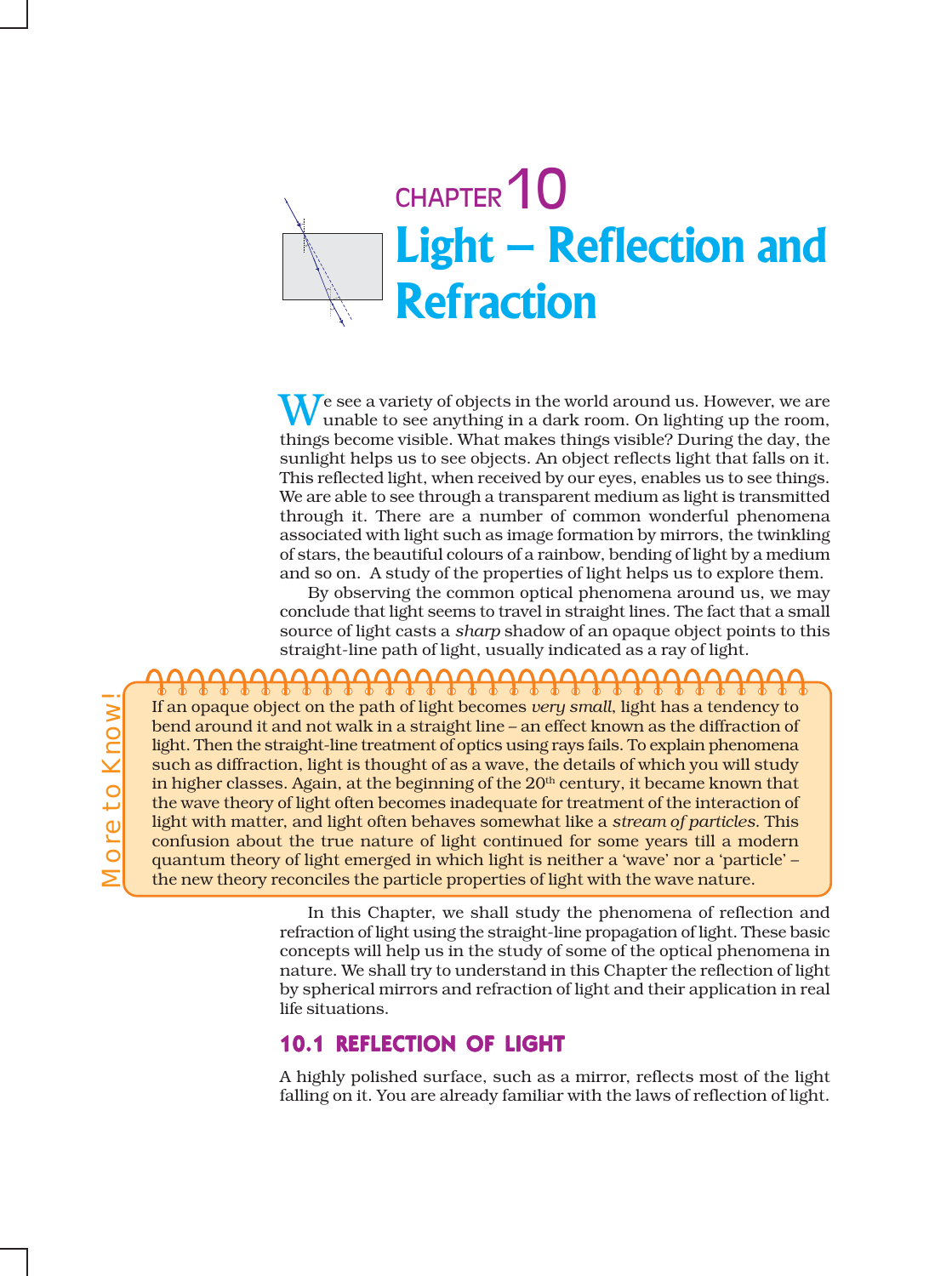# CHAPTER 10

# Light – Reflection and Refraction

We see a variety of objects in the world around us. However, we are unable to see anything in a dark room. On lighting up the room, things become visible. What makes things visible? During the day, the sunlight helps us to see objects. An object reflects light that falls on it. This reflected light, when received by our eyes, enables us to see things. We are able to see through a transparent medium as light is transmitted through it. There are a number of common wonderful phenomena associated with light such as image formation by mirrors, the twinkling of stars, the beautiful colours of a rainbow, bending of light by a medium and so on. A study of the properties of light helps us to explore them.

By observing the common optical phenomena around us, we may conclude that light seems to travel in straight lines. The fact that a small source of light casts a *sharp* shadow of an opaque object points to this straight-line path of light, usually indicated as a ray of light.

**More to Know!**

If an opaque object on the path of light becomes *very small*, light has a tendency to bend around it and not walk in a straight line – an effect known as the diffraction of light. Then the straight-line treatment of optics using rays fails. To explain phenomena such as diffraction, light is thought of as a wave, the details of which you will study in higher classes. Again, at the beginning of the 20th century, it became known that the wave theory of light often becomes inadequate for treatment of the interaction of light with matter, and light often behaves somewhat like a *stream of particles*. This confusion about the true nature of light continued for some years till a modern quantum theory of light emerged in which light is neither a 'wave' nor a 'particle' – the new theory reconciles the particle properties of light with the wave nature.

In this Chapter, we shall study the phenomena of reflection and refraction of light using the straight-line propagation of light. These basic concepts will help us in the study of some of the optical phenomena in nature. We shall try to understand in this Chapter the reflection of light by spherical mirrors and refraction of light and their application in real life situations.

## 10.1 REFLECTION OF LIGHT

A highly polished surface, such as a mirror, reflects most of the light falling on it. You are already familiar with the laws of reflection of light.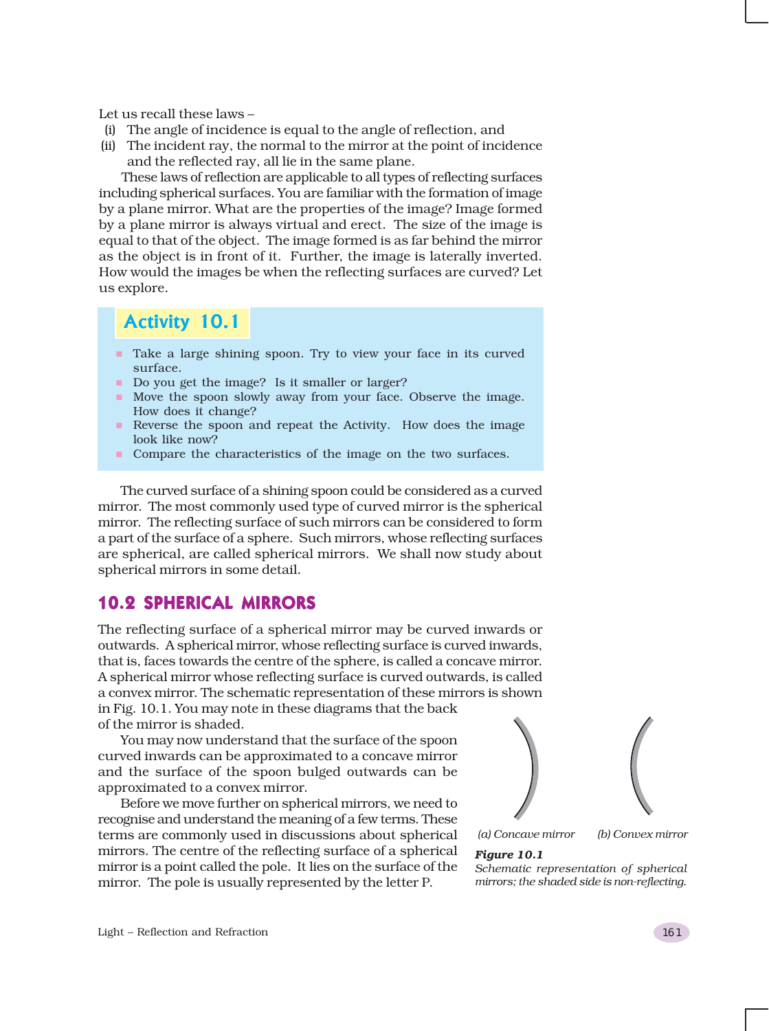Let us recall these laws –

(i) The angle of incidence is equal to the angle of reflection, and

(ii) The incident ray, the normal to the mirror at the point of incidence and the reflected ray, all lie in the same plane.

These laws of reflection are applicable to all types of reflecting surfaces including spherical surfaces. You are familiar with the formation of image by a plane mirror. What are the properties of the image? Image formed by a plane mirror is always virtual and erect. The size of the image is equal to that of the object. The image formed is as far behind the mirror as the object is in front of it. Further, the image is laterally inverted. How would the images be when the reflecting surfaces are curved? Let us explore.

## Activity 10.1

- Take a large shining spoon. Try to view your face in its curved surface.
- Do you get the image? Is it smaller or larger?
- Move the spoon slowly away from your face. Observe the image. How does it change?
- Reverse the spoon and repeat the Activity. How does the image look like now?
- Compare the characteristics of the image on the two surfaces.

The curved surface of a shining spoon could be considered as a curved mirror. The most commonly used type of curved mirror is the spherical mirror. The reflecting surface of such mirrors can be considered to form a part of the surface of a sphere. Such mirrors, whose reflecting surfaces are spherical, are called spherical mirrors. We shall now study about spherical mirrors in some detail.

## 10.2 SPHERICAL MIRRORS

The reflecting surface of a spherical mirror may be curved inwards or outwards. A spherical mirror, whose reflecting surface is curved inwards, that is, faces towards the centre of the sphere, is called a concave mirror. A spherical mirror whose reflecting surface is curved outwards, is called a convex mirror. The schematic representation of these mirrors is shown in Fig. 10.1. You may note in these diagrams that the back of the mirror is shaded.

You may now understand that the surface of the spoon curved inwards can be approximated to a concave mirror and the surface of the spoon bulged outwards can be approximated to a convex mirror.

Before we move further on spherical mirrors, we need to recognise and understand the meaning of a few terms. These terms are commonly used in discussions about spherical mirrors. The centre of the reflecting surface of a spherical mirror is a point called the pole. It lies on the surface of the mirror. The pole is usually represented by the letter P.

*(a) Concave mirror* *(b) Convex mirror*

***Figure 10.1***
*Schematic representation of spherical mirrors; the shaded side is non-reflecting.*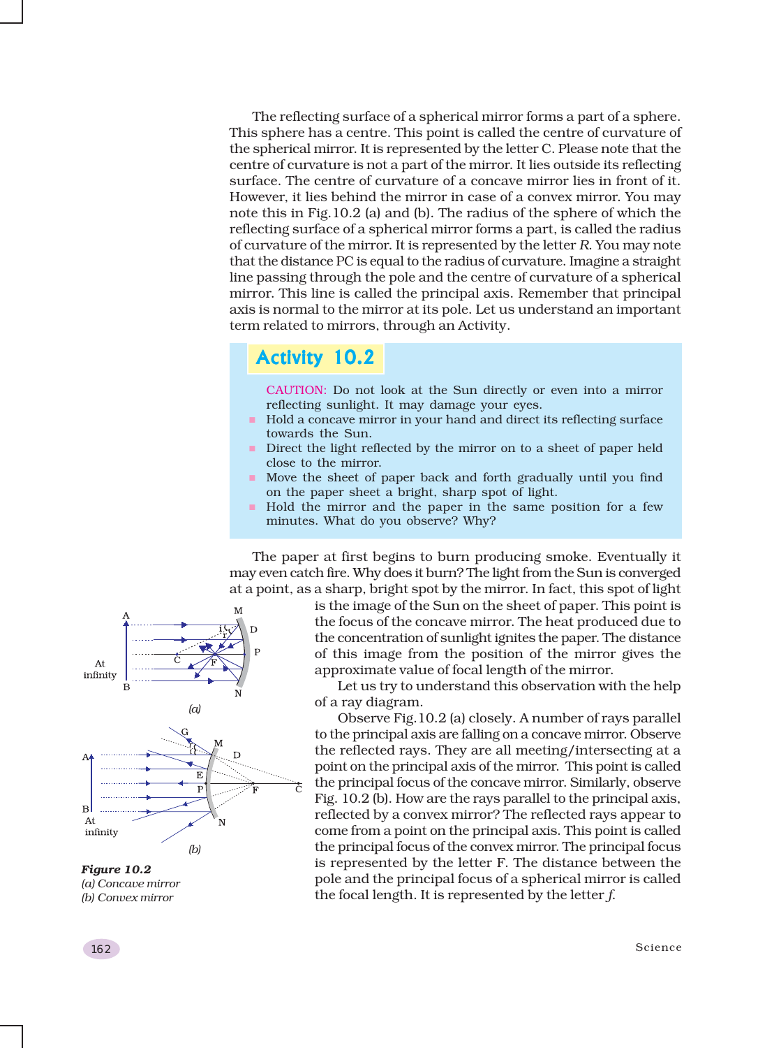The reflecting surface of a spherical mirror forms a part of a sphere. This sphere has a centre. This point is called the centre of curvature of the spherical mirror. It is represented by the letter C. Please note that the centre of curvature is not a part of the mirror. It lies outside its reflecting surface. The centre of curvature of a concave mirror lies in front of it. However, it lies behind the mirror in case of a convex mirror. You may note this in Fig.10.2 (a) and (b). The radius of the sphere of which the reflecting surface of a spherical mirror forms a part, is called the radius of curvature of the mirror. It is represented by the letter *R*. You may note that the distance PC is equal to the radius of curvature. Imagine a straight line passing through the pole and the centre of curvature of a spherical mirror. This line is called the principal axis. Remember that principal axis is normal to the mirror at its pole. Let us understand an important term related to mirrors, through an Activity.

## Activity 10.2

CAUTION: Do not look at the Sun directly or even into a mirror reflecting sunlight. It may damage your eyes.

- Hold a concave mirror in your hand and direct its reflecting surface towards the Sun.
- Direct the light reflected by the mirror on to a sheet of paper held close to the mirror.
- Move the sheet of paper back and forth gradually until you find on the paper sheet a bright, sharp spot of light.
- Hold the mirror and the paper in the same position for a few minutes. What do you observe? Why?

The paper at first begins to burn producing smoke. Eventually it may even catch fire. Why does it burn? The light from the Sun is converged at a point, as a sharp, bright spot by the mirror. In fact, this spot of light is the image of the Sun on the sheet of paper. This point is the focus of the concave mirror. The heat produced due to the concentration of sunlight ignites the paper. The distance of this image from the position of the mirror gives the approximate value of focal length of the mirror.

Let us try to understand this observation with the help of a ray diagram.

Observe Fig.10.2 (a) closely. A number of rays parallel to the principal axis are falling on a concave mirror. Observe the reflected rays. They are all meeting/intersecting at a point on the principal axis of the mirror. This point is called the principal focus of the concave mirror. Similarly, observe Fig. 10.2 (b). How are the rays parallel to the principal axis, reflected by a convex mirror? The reflected rays appear to come from a point on the principal axis. This point is called the principal focus of the convex mirror. The principal focus is represented by the letter F. The distance between the pole and the principal focus of a spherical mirror is called the focal length. It is represented by the letter *f*.

**Figure 10.2**
*(a) Concave mirror*
*(b) Convex mirror*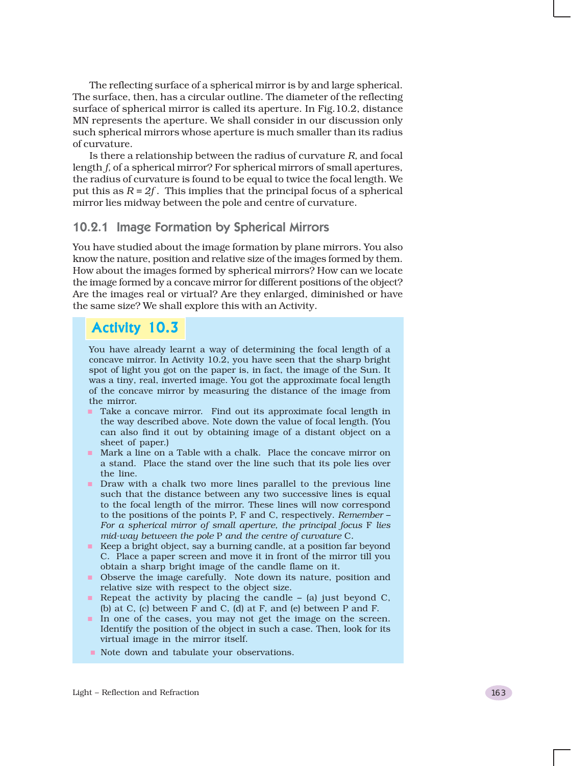The reflecting surface of a spherical mirror is by and large spherical. The surface, then, has a circular outline. The diameter of the reflecting surface of spherical mirror is called its aperture. In Fig.10.2, distance MN represents the aperture. We shall consider in our discussion only such spherical mirrors whose aperture is much smaller than its radius of curvature.

Is there a relationship between the radius of curvature $R$, and focal length $f$, of a spherical mirror? For spherical mirrors of small apertures, the radius of curvature is found to be equal to twice the focal length. We put this as $R = 2f$. This implies that the principal focus of a spherical mirror lies midway between the pole and centre of curvature.

### 10.2.1 Image Formation by Spherical Mirrors

You have studied about the image formation by plane mirrors. You also know the nature, position and relative size of the images formed by them. How about the images formed by spherical mirrors? How can we locate the image formed by a concave mirror for different positions of the object? Are the images real or virtual? Are they enlarged, diminished or have the same size? We shall explore this with an Activity.

## Activity 10.3

You have already learnt a way of determining the focal length of a concave mirror. In Activity 10.2, you have seen that the sharp bright spot of light you got on the paper is, in fact, the image of the Sun. It was a tiny, real, inverted image. You got the approximate focal length of the concave mirror by measuring the distance of the image from the mirror.

- Take a concave mirror. Find out its approximate focal length in the way described above. Note down the value of focal length. (You can also find it out by obtaining image of a distant object on a sheet of paper.)
- Mark a line on a Table with a chalk. Place the concave mirror on a stand. Place the stand over the line such that its pole lies over the line.
- Draw with a chalk two more lines parallel to the previous line such that the distance between any two successive lines is equal to the focal length of the mirror. These lines will now correspond to the positions of the points P, F and C, respectively. *Remember – For a spherical mirror of small aperture, the principal focus* F *lies mid-way between the pole* P *and the centre of curvature* C.
- Keep a bright object, say a burning candle, at a position far beyond C. Place a paper screen and move it in front of the mirror till you obtain a sharp bright image of the candle flame on it.
- Observe the image carefully. Note down its nature, position and relative size with respect to the object size.
- Repeat the activity by placing the candle – (a) just beyond C, (b) at C, (c) between F and C, (d) at F, and (e) between P and F.
- In one of the cases, you may not get the image on the screen. Identify the position of the object in such a case. Then, look for its virtual image in the mirror itself.
- Note down and tabulate your observations.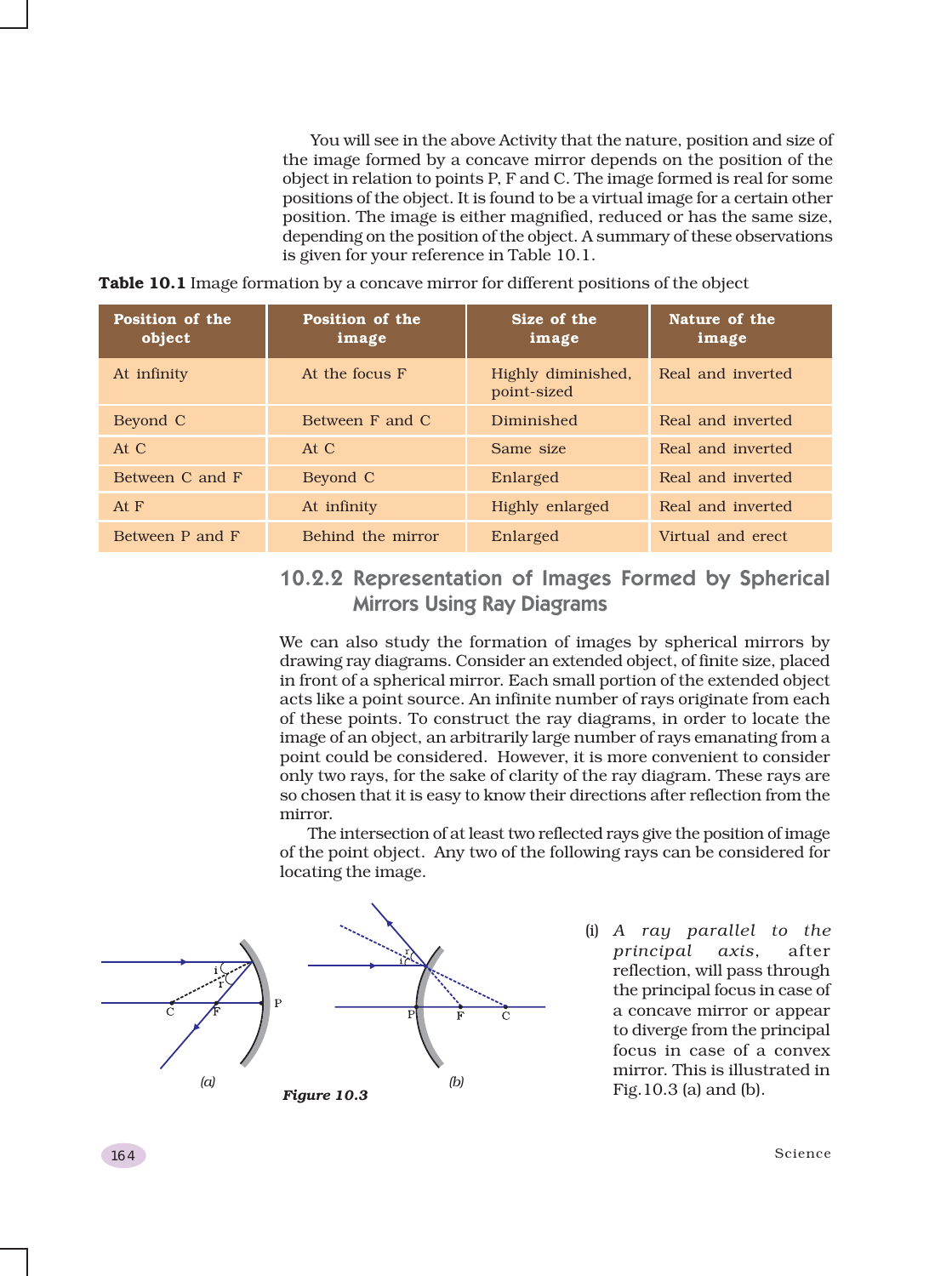You will see in the above Activity that the nature, position and size of the image formed by a concave mirror depends on the position of the object in relation to points P, F and C. The image formed is real for some positions of the object. It is found to be a virtual image for a certain other position. The image is either magnified, reduced or has the same size, depending on the position of the object. A summary of these observations is given for your reference in Table 10.1.

**Table 10.1** Image formation by a concave mirror for different positions of the object

| Position of the object | Position of the image | Size of the image | Nature of the image |
|---|---|---|---|
| At infinity | At the focus F | Highly diminished, point-sized | Real and inverted |
| Beyond C | Between F and C | Diminished | Real and inverted |
| At C | At C | Same size | Real and inverted |
| Between C and F | Beyond C | Enlarged | Real and inverted |
| At F | At infinity | Highly enlarged | Real and inverted |
| Between P and F | Behind the mirror | Enlarged | Virtual and erect |

### 10.2.2 Representation of Images Formed by Spherical Mirrors Using Ray Diagrams

We can also study the formation of images by spherical mirrors by drawing ray diagrams. Consider an extended object, of finite size, placed in front of a spherical mirror. Each small portion of the extended object acts like a point source. An infinite number of rays originate from each of these points. To construct the ray diagrams, in order to locate the image of an object, an arbitrarily large number of rays emanating from a point could be considered. However, it is more convenient to consider only two rays, for the sake of clarity of the ray diagram. These rays are so chosen that it is easy to know their directions after reflection from the mirror.

The intersection of at least two reflected rays give the position of image of the point object. Any two of the following rays can be considered for locating the image.

*Figure 10.3*

(i) *A ray parallel to the principal axis,* after reflection, will pass through the principal focus in case of a concave mirror or appear to diverge from the principal focus in case of a convex mirror. This is illustrated in Fig.10.3 (a) and (b).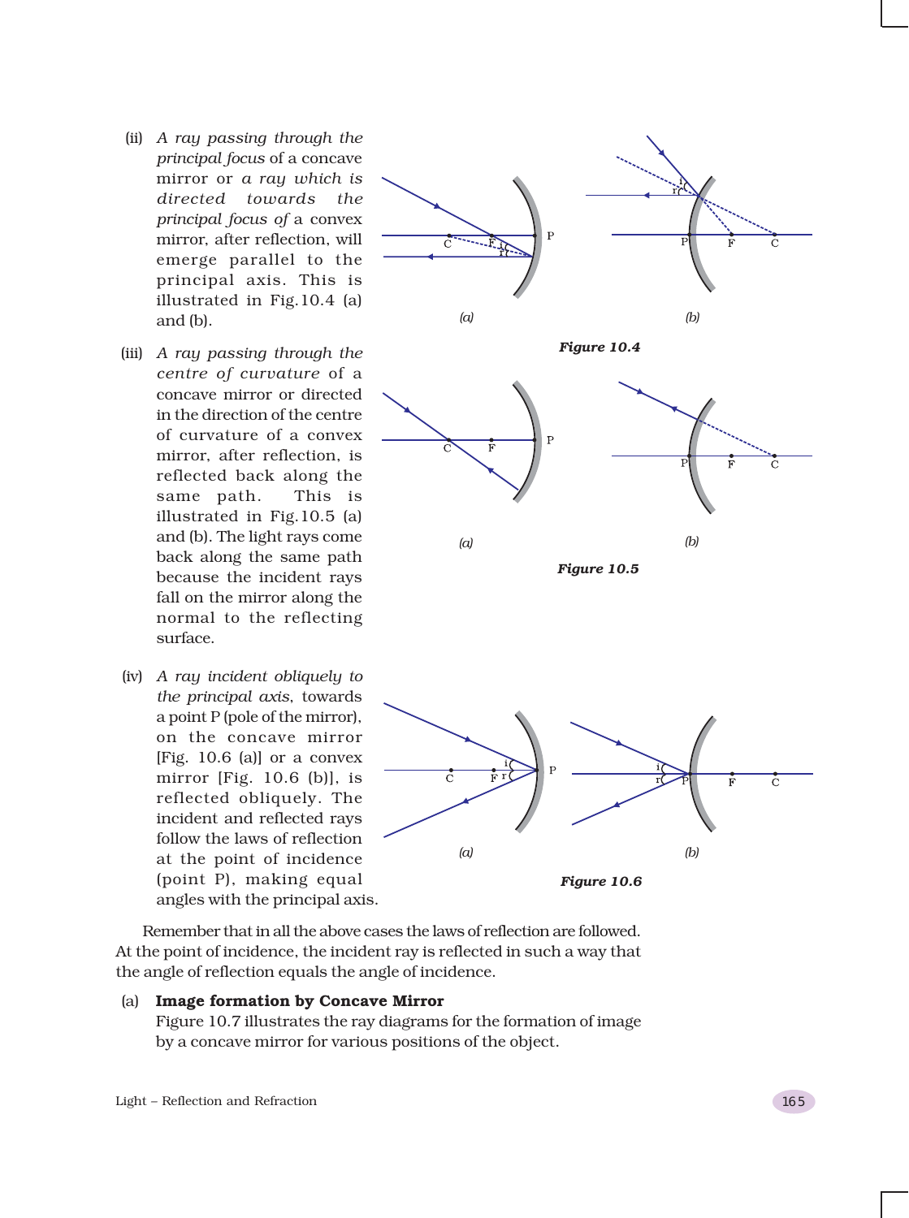(ii) *A ray passing through the principal focus* of a concave mirror or *a ray which is directed towards the principal focus of* a convex mirror, after reflection, will emerge parallel to the principal axis. This is illustrated in Fig.10.4 (a) and (b).

*(a)* *(b)*

***Figure 10.4***

(iii) *A ray passing through the centre of curvature* of a concave mirror or directed in the direction of the centre of curvature of a convex mirror, after reflection, is reflected back along the same path. This is illustrated in Fig.10.5 (a) and (b). The light rays come back along the same path because the incident rays fall on the mirror along the normal to the reflecting surface.

*(a)* *(b)*

***Figure 10.5***

(iv) *A ray incident obliquely to the principal axis*, towards a point P (pole of the mirror), on the concave mirror [Fig. 10.6 (a)] or a convex mirror [Fig. 10.6 (b)], is reflected obliquely. The incident and reflected rays follow the laws of reflection at the point of incidence (point P), making equal angles with the principal axis.

*(a)* *(b)*

***Figure 10.6***

Remember that in all the above cases the laws of reflection are followed. At the point of incidence, the incident ray is reflected in such a way that the angle of reflection equals the angle of incidence.

(a) **Image formation by Concave Mirror**

Figure 10.7 illustrates the ray diagrams for the formation of image by a concave mirror for various positions of the object.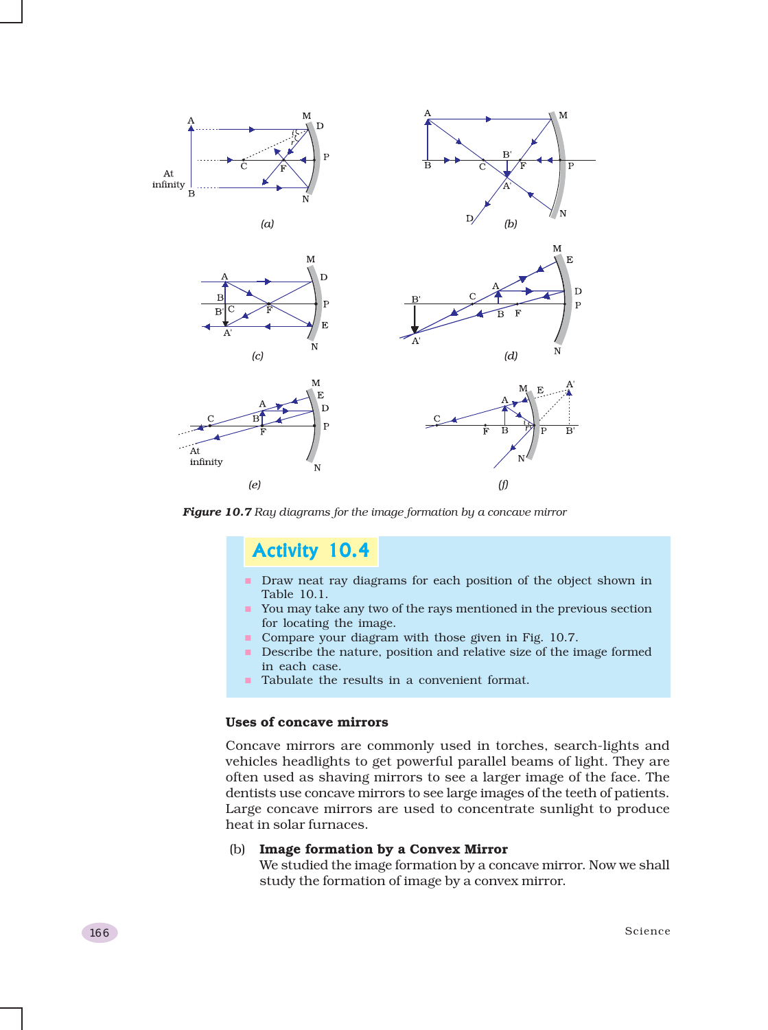*Figure 10.7* Ray diagrams for the image formation by a concave mirror

## Activity 10.4

- Draw neat ray diagrams for each position of the object shown in Table 10.1.
- You may take any two of the rays mentioned in the previous section for locating the image.
- Compare your diagram with those given in Fig. 10.7.
- Describe the nature, position and relative size of the image formed in each case.
- Tabulate the results in a convenient format.

### Uses of concave mirrors

Concave mirrors are commonly used in torches, search-lights and vehicles headlights to get powerful parallel beams of light. They are often used as shaving mirrors to see a larger image of the face. The dentists use concave mirrors to see large images of the teeth of patients. Large concave mirrors are used to concentrate sunlight to produce heat in solar furnaces.

### (b) Image formation by a Convex Mirror

We studied the image formation by a concave mirror. Now we shall study the formation of image by a convex mirror.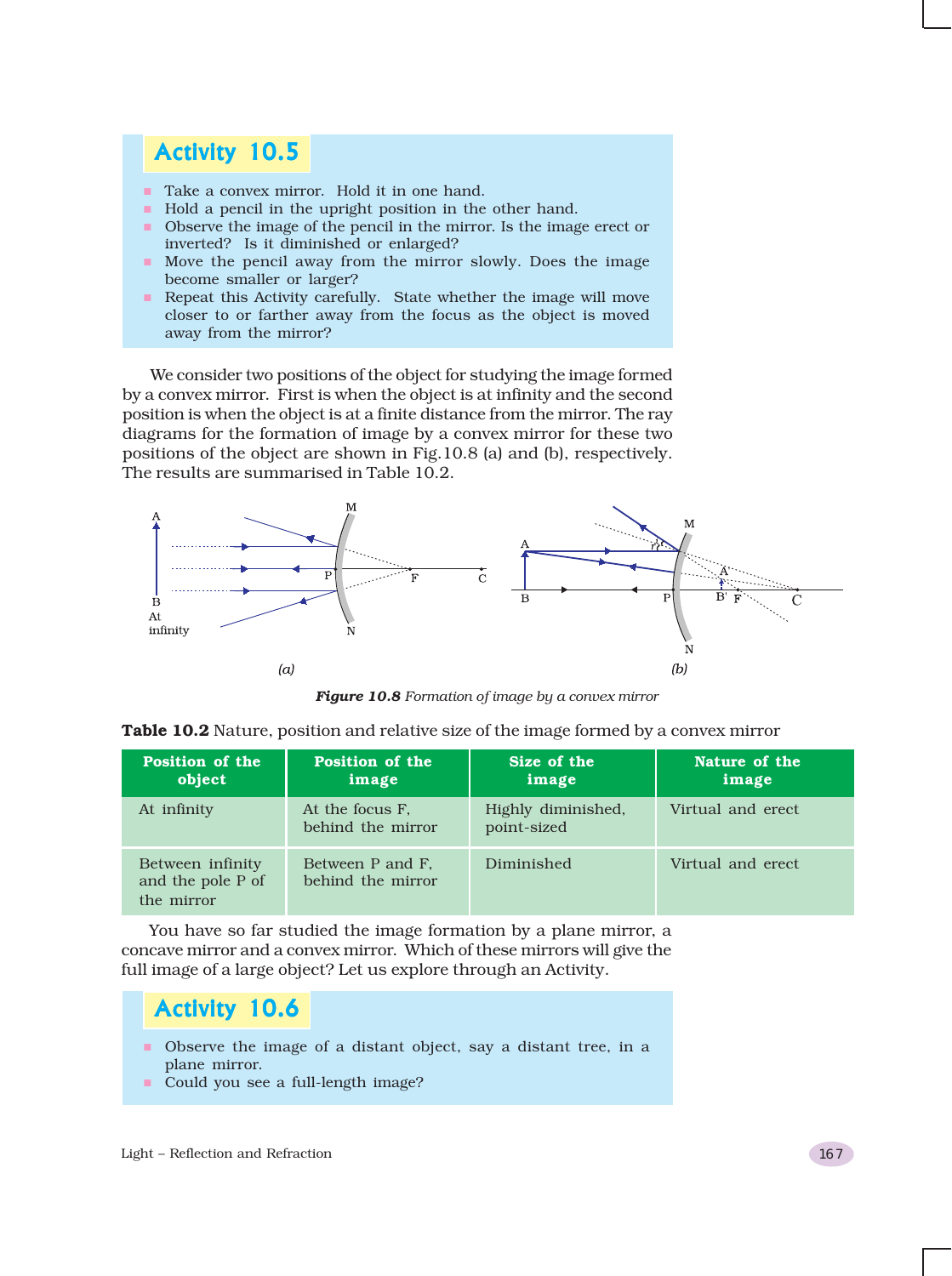## Activity 10.5

- Take a convex mirror. Hold it in one hand.
- Hold a pencil in the upright position in the other hand.
- Observe the image of the pencil in the mirror. Is the image erect or inverted? Is it diminished or enlarged?
- Move the pencil away from the mirror slowly. Does the image become smaller or larger?
- Repeat this Activity carefully. State whether the image will move closer to or farther away from the focus as the object is moved away from the mirror?

We consider two positions of the object for studying the image formed by a convex mirror. First is when the object is at infinity and the second position is when the object is at a finite distance from the mirror. The ray diagrams for the formation of image by a convex mirror for these two positions of the object are shown in Fig.10.8 (a) and (b), respectively. The results are summarised in Table 10.2.

*(a)* *(b)*

***Figure 10.8*** *Formation of image by a convex mirror*

**Table 10.2** Nature, position and relative size of the image formed by a convex mirror

| Position of the object | Position of the image | Size of the image | Nature of the image |
|---|---|---|---|
| At infinity | At the focus F, behind the mirror | Highly diminished, point-sized | Virtual and erect |
| Between infinity and the pole P of the mirror | Between P and F, behind the mirror | Diminished | Virtual and erect |

You have so far studied the image formation by a plane mirror, a concave mirror and a convex mirror. Which of these mirrors will give the full image of a large object? Let us explore through an Activity.

## Activity 10.6

- Observe the image of a distant object, say a distant tree, in a plane mirror.
- Could you see a full-length image?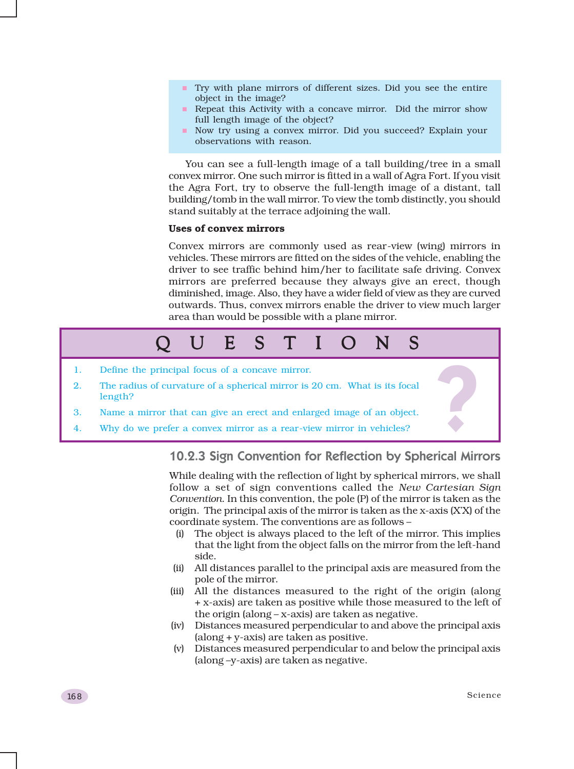- Try with plane mirrors of different sizes. Did you see the entire object in the image?
- Repeat this Activity with a concave mirror. Did the mirror show full length image of the object?
- Now try using a convex mirror. Did you succeed? Explain your observations with reason.

You can see a full-length image of a tall building/tree in a small convex mirror. One such mirror is fitted in a wall of Agra Fort. If you visit the Agra Fort, try to observe the full-length image of a distant, tall building/tomb in the wall mirror. To view the tomb distinctly, you should stand suitably at the terrace adjoining the wall.

**Uses of convex mirrors**

Convex mirrors are commonly used as rear-view (wing) mirrors in vehicles. These mirrors are fitted on the sides of the vehicle, enabling the driver to see traffic behind him/her to facilitate safe driving. Convex mirrors are preferred because they always give an erect, though diminished, image. Also, they have a wider field of view as they are curved outwards. Thus, convex mirrors enable the driver to view much larger area than would be possible with a plane mirror.

## QUESTIONS

1. Define the principal focus of a concave mirror.
2. The radius of curvature of a spherical mirror is 20 cm. What is its focal length?
3. Name a mirror that can give an erect and enlarged image of an object.
4. Why do we prefer a convex mirror as a rear-view mirror in vehicles?

### 10.2.3 Sign Convention for Reflection by Spherical Mirrors

While dealing with the reflection of light by spherical mirrors, we shall follow a set of sign conventions called the *New Cartesian Sign Convention*. In this convention, the pole (P) of the mirror is taken as the origin. The principal axis of the mirror is taken as the x-axis (X'X) of the coordinate system. The conventions are as follows –

(i) The object is always placed to the left of the mirror. This implies that the light from the object falls on the mirror from the left-hand side.

(ii) All distances parallel to the principal axis are measured from the pole of the mirror.

(iii) All the distances measured to the right of the origin (along + x-axis) are taken as positive while those measured to the left of the origin (along – x-axis) are taken as negative.

(iv) Distances measured perpendicular to and above the principal axis (along + y-axis) are taken as positive.

(v) Distances measured perpendicular to and below the principal axis (along –y-axis) are taken as negative.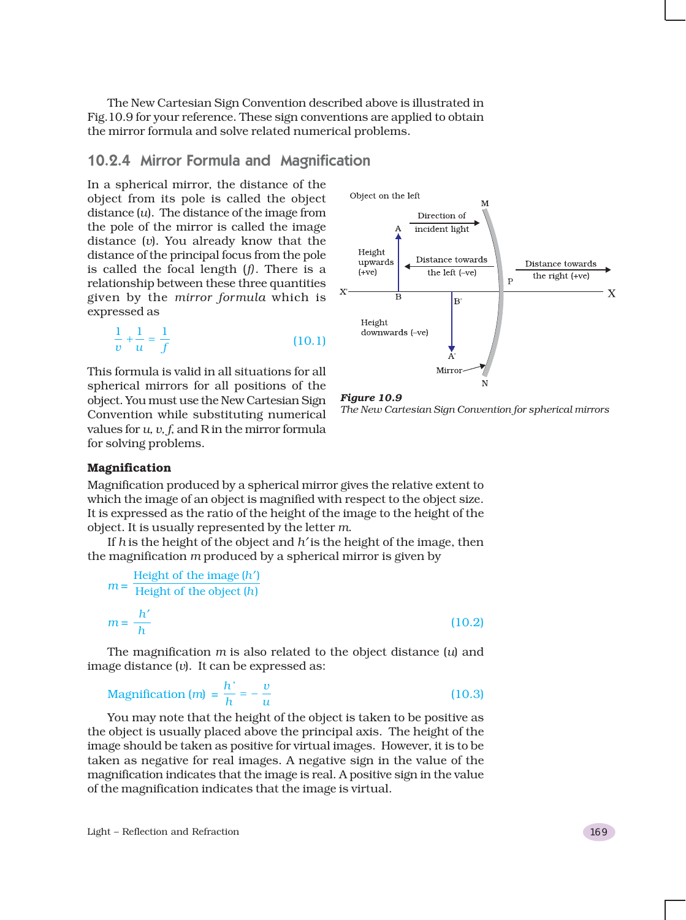The New Cartesian Sign Convention described above is illustrated in Fig.10.9 for your reference. These sign conventions are applied to obtain the mirror formula and solve related numerical problems.

## 10.2.4 Mirror Formula and Magnification

In a spherical mirror, the distance of the object from its pole is called the object distance ($u$). The distance of the image from the pole of the mirror is called the image distance ($v$). You already know that the distance of the principal focus from the pole is called the focal length ($f$). There is a relationship between these three quantities given by the *mirror formula* which is expressed as

$$\frac{1}{v} + \frac{1}{u} = \frac{1}{f} \tag{10.1}$$

This formula is valid in all situations for all spherical mirrors for all positions of the object. You must use the New Cartesian Sign Convention while substituting numerical values for $u$, $v$, $f$, and R in the mirror formula for solving problems.

***Figure 10.9***
*The New Cartesian Sign Convention for spherical mirrors*

### Magnification

Magnification produced by a spherical mirror gives the relative extent to which the image of an object is magnified with respect to the object size. It is expressed as the ratio of the height of the image to the height of the object. It is usually represented by the letter $m$.

If $h$ is the height of the object and $h'$ is the height of the image, then the magnification $m$ produced by a spherical mirror is given by

$$m = \frac{\text{Height of the image } (h')}{\text{Height of the object } (h)}$$

$$m = \frac{h'}{h} \tag{10.2}$$

The magnification $m$ is also related to the object distance ($u$) and image distance ($v$). It can be expressed as:

$$\text{Magnification } (m) = \frac{h'}{h} = -\frac{v}{u} \tag{10.3}$$

You may note that the height of the object is taken to be positive as the object is usually placed above the principal axis. The height of the image should be taken as positive for virtual images. However, it is to be taken as negative for real images. A negative sign in the value of the magnification indicates that the image is real. A positive sign in the value of the magnification indicates that the image is virtual.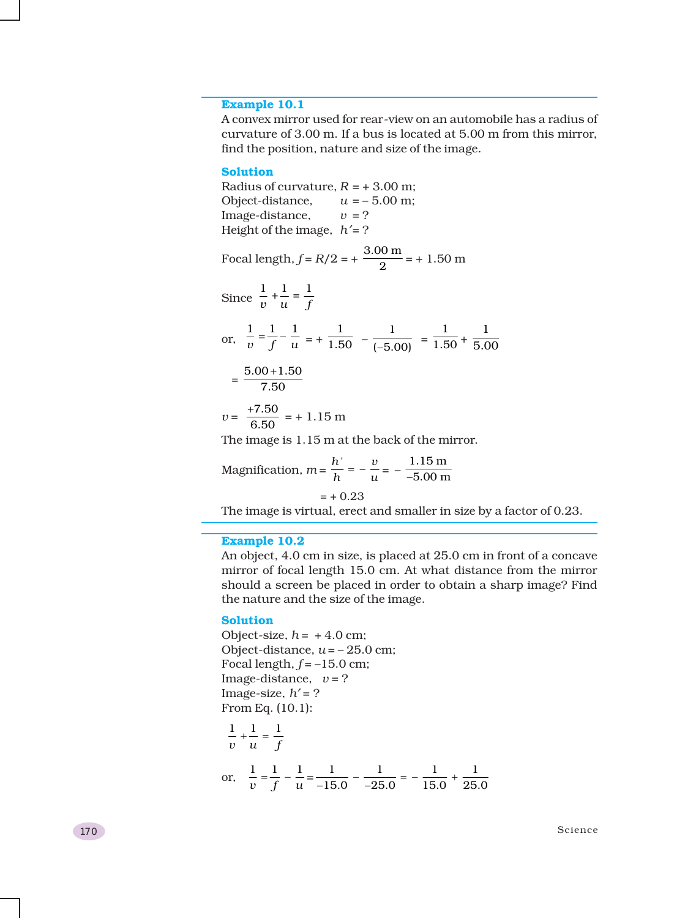### Example 10.1

A convex mirror used for rear-view on an automobile has a radius of curvature of 3.00 m. If a bus is located at 5.00 m from this mirror, find the position, nature and size of the image.

### Solution

Radius of curvature, $R = +\,3.00$ m;
Object-distance, $u = -\,5.00$ m;
Image-distance, $v = ?$
Height of the image, $h' = ?$

$$\text{Focal length, } f = R/2 = +\frac{3.00 \text{ m}}{2} = +\,1.50 \text{ m}$$

$$\text{Since } \frac{1}{v} + \frac{1}{u} = \frac{1}{f}$$

$$\text{or, } \frac{1}{v} = \frac{1}{f} - \frac{1}{u} = +\frac{1}{1.50} - \frac{1}{(-5.00)} = \frac{1}{1.50} + \frac{1}{5.00}$$

$$= \frac{5.00 + 1.50}{7.50}$$

$$v = \frac{+7.50}{6.50} = +\,1.15 \text{ m}$$

The image is 1.15 m at the back of the mirror.

$$\text{Magnification, } m = \frac{h'}{h} = -\frac{v}{u} = -\frac{1.15 \text{ m}}{-5.00 \text{ m}}$$

$$= +\,0.23$$

The image is virtual, erect and smaller in size by a factor of 0.23.

### Example 10.2

An object, 4.0 cm in size, is placed at 25.0 cm in front of a concave mirror of focal length 15.0 cm. At what distance from the mirror should a screen be placed in order to obtain a sharp image? Find the nature and the size of the image.

### Solution

Object-size, $h = +\,4.0$ cm;
Object-distance, $u = -\,25.0$ cm;
Focal length, $f = -15.0$ cm;
Image-distance, $v = ?$
Image-size, $h' = ?$
From Eq. (10.1):

$$\frac{1}{v} + \frac{1}{u} = \frac{1}{f}$$

$$\text{or, } \frac{1}{v} = \frac{1}{f} - \frac{1}{u} = \frac{1}{-15.0} - \frac{1}{-25.0} = -\frac{1}{15.0} + \frac{1}{25.0}$$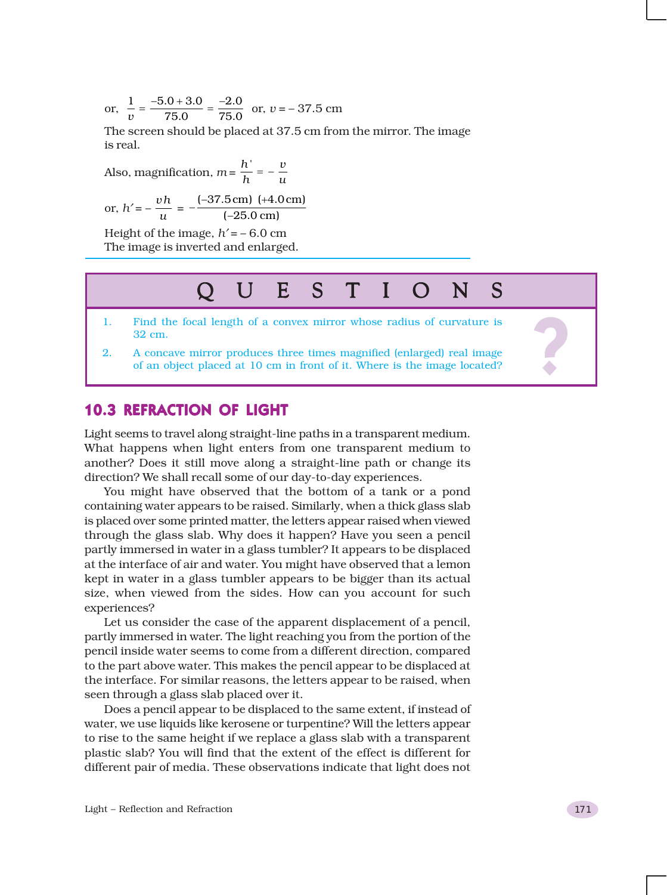or, $\frac{1}{v} = \frac{-5.0 + 3.0}{75.0} = \frac{-2.0}{75.0}$ or, $v = -37.5$ cm

The screen should be placed at 37.5 cm from the mirror. The image is real.

Also, magnification, $m = \frac{h'}{h} = -\frac{v}{u}$

or, $h' = -\frac{vh}{u} = -\frac{(-37.5\,\text{cm})\ (+4.0\,\text{cm})}{(-25.0\ \text{cm})}$

Height of the image, $h' = -6.0$ cm

The image is inverted and enlarged.

## QUESTIONS

1. Find the focal length of a convex mirror whose radius of curvature is 32 cm.
2. A concave mirror produces three times magnified (enlarged) real image of an object placed at 10 cm in front of it. Where is the image located?

## 10.3 REFRACTION OF LIGHT

Light seems to travel along straight-line paths in a transparent medium. What happens when light enters from one transparent medium to another? Does it still move along a straight-line path or change its direction? We shall recall some of our day-to-day experiences.

You might have observed that the bottom of a tank or a pond containing water appears to be raised. Similarly, when a thick glass slab is placed over some printed matter, the letters appear raised when viewed through the glass slab. Why does it happen? Have you seen a pencil partly immersed in water in a glass tumbler? It appears to be displaced at the interface of air and water. You might have observed that a lemon kept in water in a glass tumbler appears to be bigger than its actual size, when viewed from the sides. How can you account for such experiences?

Let us consider the case of the apparent displacement of a pencil, partly immersed in water. The light reaching you from the portion of the pencil inside water seems to come from a different direction, compared to the part above water. This makes the pencil appear to be displaced at the interface. For similar reasons, the letters appear to be raised, when seen through a glass slab placed over it.

Does a pencil appear to be displaced to the same extent, if instead of water, we use liquids like kerosene or turpentine? Will the letters appear to rise to the same height if we replace a glass slab with a transparent plastic slab? You will find that the extent of the effect is different for different pair of media. These observations indicate that light does not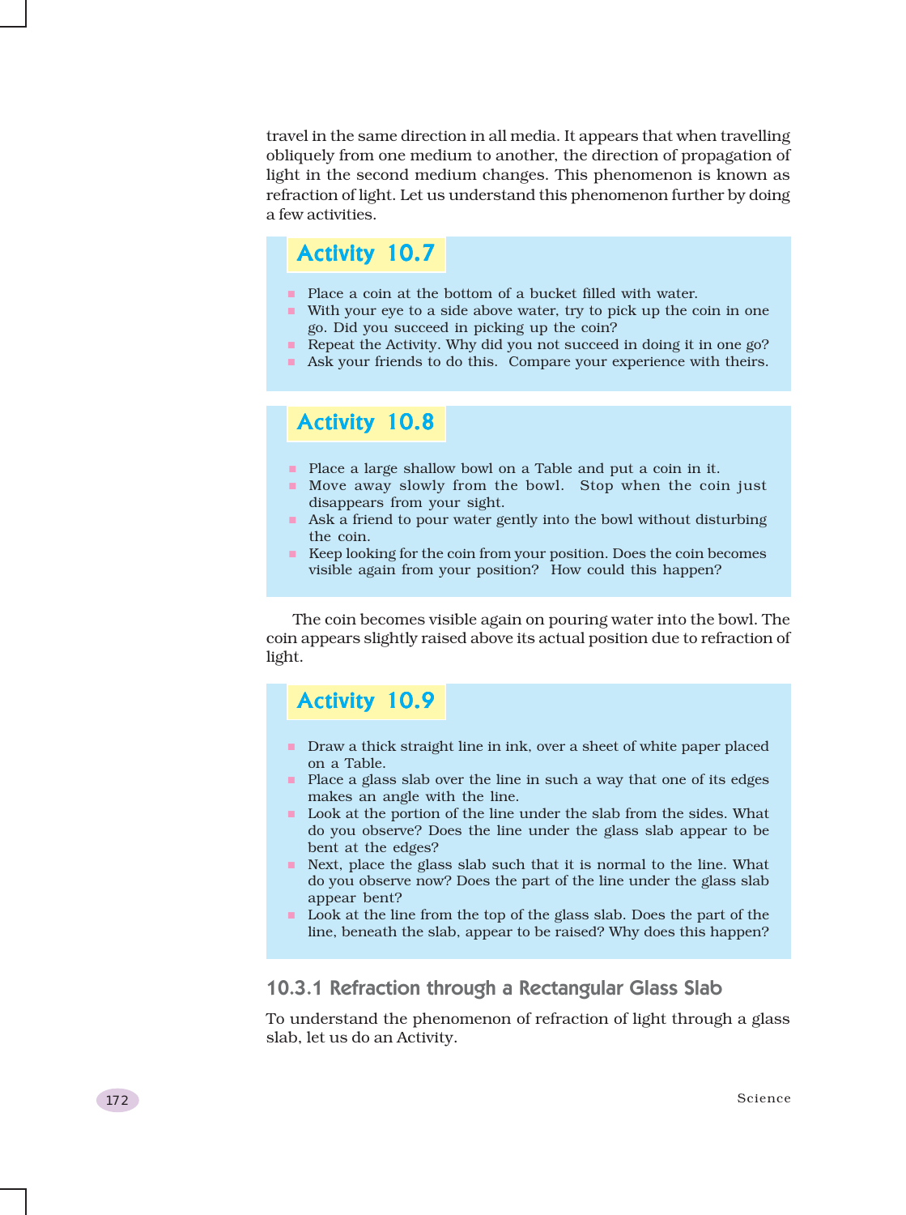travel in the same direction in all media. It appears that when travelling obliquely from one medium to another, the direction of propagation of light in the second medium changes. This phenomenon is known as refraction of light. Let us understand this phenomenon further by doing a few activities.

## Activity 10.7

- Place a coin at the bottom of a bucket filled with water.
- With your eye to a side above water, try to pick up the coin in one go. Did you succeed in picking up the coin?
- Repeat the Activity. Why did you not succeed in doing it in one go?
- Ask your friends to do this. Compare your experience with theirs.

## Activity 10.8

- Place a large shallow bowl on a Table and put a coin in it.
- Move away slowly from the bowl. Stop when the coin just disappears from your sight.
- Ask a friend to pour water gently into the bowl without disturbing the coin.
- Keep looking for the coin from your position. Does the coin becomes visible again from your position? How could this happen?

The coin becomes visible again on pouring water into the bowl. The coin appears slightly raised above its actual position due to refraction of light.

## Activity 10.9

- Draw a thick straight line in ink, over a sheet of white paper placed on a Table.
- Place a glass slab over the line in such a way that one of its edges makes an angle with the line.
- Look at the portion of the line under the slab from the sides. What do you observe? Does the line under the glass slab appear to be bent at the edges?
- Next, place the glass slab such that it is normal to the line. What do you observe now? Does the part of the line under the glass slab appear bent?
- Look at the line from the top of the glass slab. Does the part of the line, beneath the slab, appear to be raised? Why does this happen?

### 10.3.1 Refraction through a Rectangular Glass Slab

To understand the phenomenon of refraction of light through a glass slab, let us do an Activity.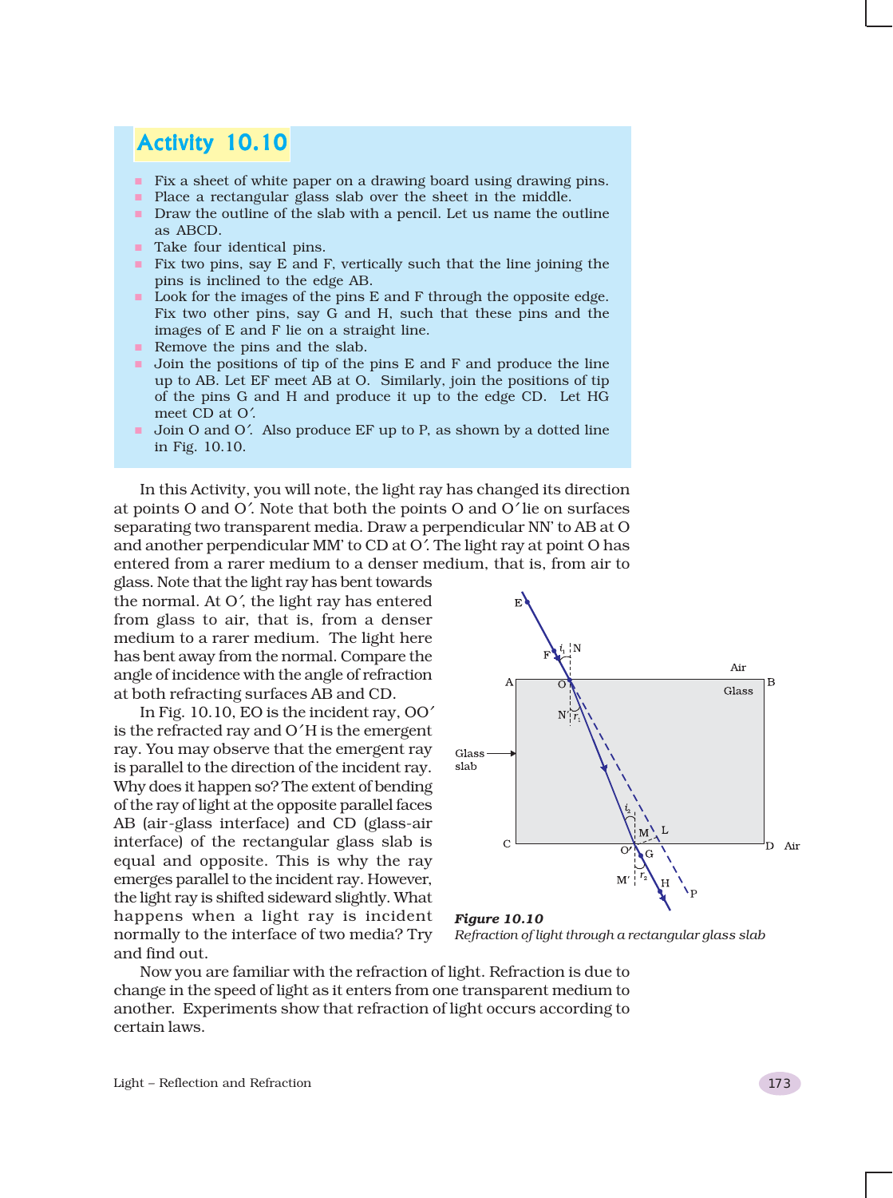## Activity 10.10

- Fix a sheet of white paper on a drawing board using drawing pins.
- Place a rectangular glass slab over the sheet in the middle.
- Draw the outline of the slab with a pencil. Let us name the outline as ABCD.
- Take four identical pins.
- Fix two pins, say E and F, vertically such that the line joining the pins is inclined to the edge AB.
- Look for the images of the pins E and F through the opposite edge. Fix two other pins, say G and H, such that these pins and the images of E and F lie on a straight line.
- Remove the pins and the slab.
- Join the positions of tip of the pins E and F and produce the line up to AB. Let EF meet AB at O. Similarly, join the positions of tip of the pins G and H and produce it up to the edge CD. Let HG meet CD at O′.
- Join O and O′. Also produce EF up to P, as shown by a dotted line in Fig. 10.10.

In this Activity, you will note, the light ray has changed its direction at points O and O′. Note that both the points O and O′ lie on surfaces separating two transparent media. Draw a perpendicular NN' to AB at O and another perpendicular MM' to CD at O′. The light ray at point O has entered from a rarer medium to a denser medium, that is, from air to glass. Note that the light ray has bent towards the normal. At O′, the light ray has entered from glass to air, that is, from a denser medium to a rarer medium. The light here has bent away from the normal. Compare the angle of incidence with the angle of refraction at both refracting surfaces AB and CD.

In Fig. 10.10, EO is the incident ray, OO′ is the refracted ray and O′H is the emergent ray. You may observe that the emergent ray is parallel to the direction of the incident ray. Why does it happen so? The extent of bending of the ray of light at the opposite parallel faces AB (air-glass interface) and CD (glass-air interface) of the rectangular glass slab is equal and opposite. This is why the ray emerges parallel to the incident ray. However, the light ray is shifted sideward slightly. What happens when a light ray is incident normally to the interface of two media? Try and find out.

***Figure 10.10***
*Refraction of light through a rectangular glass slab*

Now you are familiar with the refraction of light. Refraction is due to change in the speed of light as it enters from one transparent medium to another. Experiments show that refraction of light occurs according to certain laws.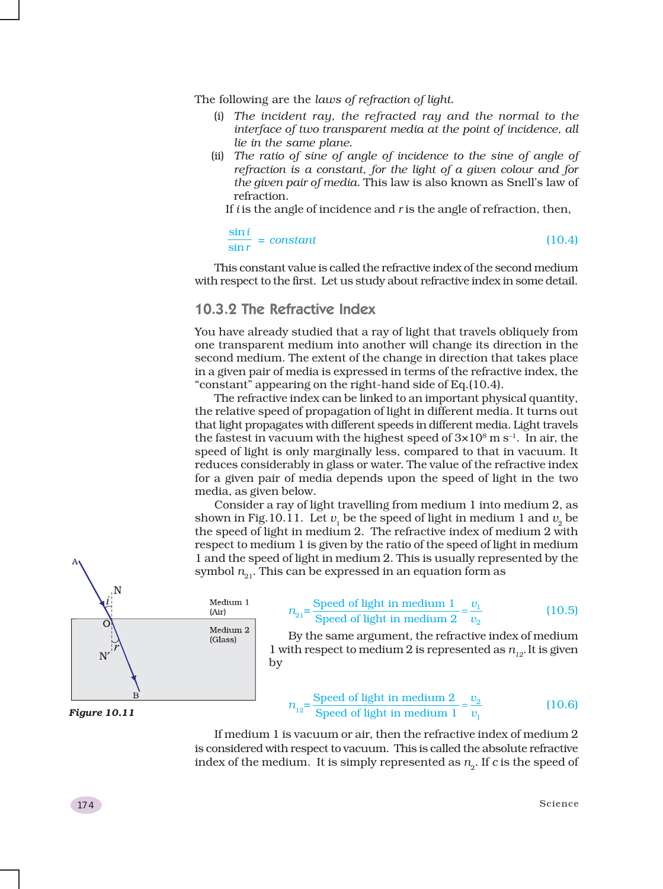The following are the *laws of refraction of light.*

(i) *The incident ray, the refracted ray and the normal to the interface of two transparent media at the point of incidence, all lie in the same plane.*

(ii) *The ratio of sine of angle of incidence to the sine of angle of refraction is a constant, for the light of a given colour and for the given pair of media.* This law is also known as Snell's law of refraction.

If $i$ is the angle of incidence and $r$ is the angle of refraction, then,

$$\frac{\sin i}{\sin r} = constant \tag{10.4}$$

This constant value is called the refractive index of the second medium with respect to the first. Let us study about refractive index in some detail.

## 10.3.2 The Refractive Index

You have already studied that a ray of light that travels obliquely from one transparent medium into another will change its direction in the second medium. The extent of the change in direction that takes place in a given pair of media is expressed in terms of the refractive index, the "constant" appearing on the right-hand side of Eq.(10.4).

The refractive index can be linked to an important physical quantity, the relative speed of propagation of light in different media. It turns out that light propagates with different speeds in different media. Light travels the fastest in vacuum with the highest speed of $3\times10^{8}$ m s$^{-1}$. In air, the speed of light is only marginally less, compared to that in vacuum. It reduces considerably in glass or water. The value of the refractive index for a given pair of media depends upon the speed of light in the two media, as given below.

Consider a ray of light travelling from medium 1 into medium 2, as shown in Fig.10.11. Let $v_1$ be the speed of light in medium 1 and $v_2$ be the speed of light in medium 2. The refractive index of medium 2 with respect to medium 1 is given by the ratio of the speed of light in medium 1 and the speed of light in medium 2. This is usually represented by the symbol $n_{21}$. This can be expressed in an equation form as

A, N, i, O, r, N′, B — Medium 1 (Air), Medium 2 (Glass)

***Figure 10.11***

$$n_{21} = \frac{\text{Speed of light in medium 1}}{\text{Speed of light in medium 2}} = \frac{v_1}{v_2} \tag{10.5}$$

By the same argument, the refractive index of medium 1 with respect to medium 2 is represented as $n_{12}$. It is given by

$$n_{12} = \frac{\text{Speed of light in medium 2}}{\text{Speed of light in medium 1}} = \frac{v_2}{v_1} \tag{10.6}$$

If medium 1 is vacuum or air, then the refractive index of medium 2 is considered with respect to vacuum. This is called the absolute refractive index of the medium. It is simply represented as $n_2$. If $c$ is the speed of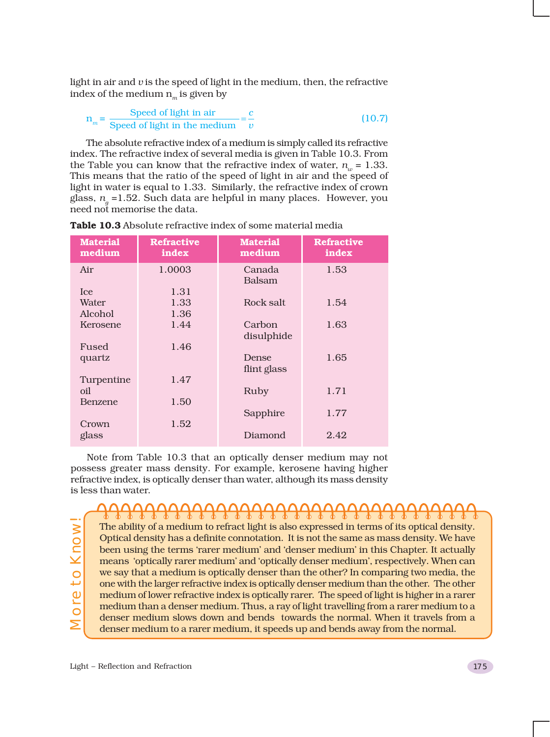light in air and $v$ is the speed of light in the medium, then, the refractive index of the medium $n_m$ is given by

$$n_m = \frac{\text{Speed of light in air}}{\text{Speed of light in the medium}} = \frac{c}{v} \qquad (10.7)$$

The absolute refractive index of a medium is simply called its refractive index. The refractive index of several media is given in Table 10.3. From the Table you can know that the refractive index of water, $n_w$ = 1.33. This means that the ratio of the speed of light in air and the speed of light in water is equal to 1.33. Similarly, the refractive index of crown glass, $n_g$ =1.52. Such data are helpful in many places. However, you need not memorise the data.

**Table 10.3** Absolute refractive index of some material media

| Material medium | Refractive index | Material medium | Refractive index |
|---|---|---|---|
| Air | 1.0003 | Canada Balsam | 1.53 |
| Ice | 1.31 | | |
| Water | 1.33 | Rock salt | 1.54 |
| Alcohol | 1.36 | | |
| Kerosene | 1.44 | Carbon disulphide | 1.63 |
| Fused quartz | 1.46 | Dense flint glass | 1.65 |
| Turpentine oil | 1.47 | Ruby | 1.71 |
| Benzene | 1.50 | Sapphire | 1.77 |
| Crown glass | 1.52 | Diamond | 2.42 |

Note from Table 10.3 that an optically denser medium may not possess greater mass density. For example, kerosene having higher refractive index, is optically denser than water, although its mass density is less than water.

**More to Know!**

The ability of a medium to refract light is also expressed in terms of its optical density. Optical density has a definite connotation. It is not the same as mass density. We have been using the terms 'rarer medium' and 'denser medium' in this Chapter. It actually means 'optically rarer medium' and 'optically denser medium', respectively. When can we say that a medium is optically denser than the other? In comparing two media, the one with the larger refractive index is optically denser medium than the other. The other medium of lower refractive index is optically rarer. The speed of light is higher in a rarer medium than a denser medium. Thus, a ray of light travelling from a rarer medium to a denser medium slows down and bends towards the normal. When it travels from a denser medium to a rarer medium, it speeds up and bends away from the normal.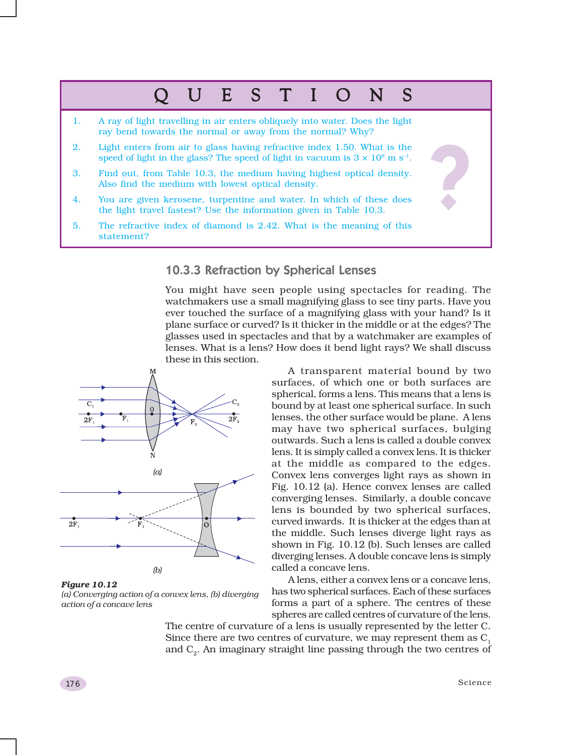# QUESTIONS

1. A ray of light travelling in air enters obliquely into water. Does the light ray bend towards the normal or away from the normal? Why?
2. Light enters from air to glass having refractive index 1.50. What is the speed of light in the glass? The speed of light in vacuum is $3 \times 10^8$ m $s^{-1}$.
3. Find out, from Table 10.3, the medium having highest optical density. Also find the medium with lowest optical density.
4. You are given kerosene, turpentine and water. In which of these does the light travel fastest? Use the information given in Table 10.3.
5. The refractive index of diamond is 2.42. What is the meaning of this statement?

### 10.3.3 Refraction by Spherical Lenses

You might have seen people using spectacles for reading. The watchmakers use a small magnifying glass to see tiny parts. Have you ever touched the surface of a magnifying glass with your hand? Is it plane surface or curved? Is it thicker in the middle or at the edges? The glasses used in spectacles and that by a watchmaker are examples of lenses. What is a lens? How does it bend light rays? We shall discuss these in this section.

A transparent material bound by two surfaces, of which one or both surfaces are spherical, forms a lens. This means that a lens is bound by at least one spherical surface. In such lenses, the other surface would be plane. A lens may have two spherical surfaces, bulging outwards. Such a lens is called a double convex lens. It is simply called a convex lens. It is thicker at the middle as compared to the edges. Convex lens converges light rays as shown in Fig. 10.12 (a). Hence convex lenses are called converging lenses. Similarly, a double concave lens is bounded by two spherical surfaces, curved inwards. It is thicker at the edges than at the middle. Such lenses diverge light rays as shown in Fig. 10.12 (b). Such lenses are called diverging lenses. A double concave lens is simply called a concave lens.

**Figure 10.12**
*(a) Converging action of a convex lens, (b) diverging action of a concave lens*

A lens, either a convex lens or a concave lens, has two spherical surfaces. Each of these surfaces forms a part of a sphere. The centres of these spheres are called centres of curvature of the lens. The centre of curvature of a lens is usually represented by the letter C. Since there are two centres of curvature, we may represent them as $C_1$ and $C_2$. An imaginary straight line passing through the two centres of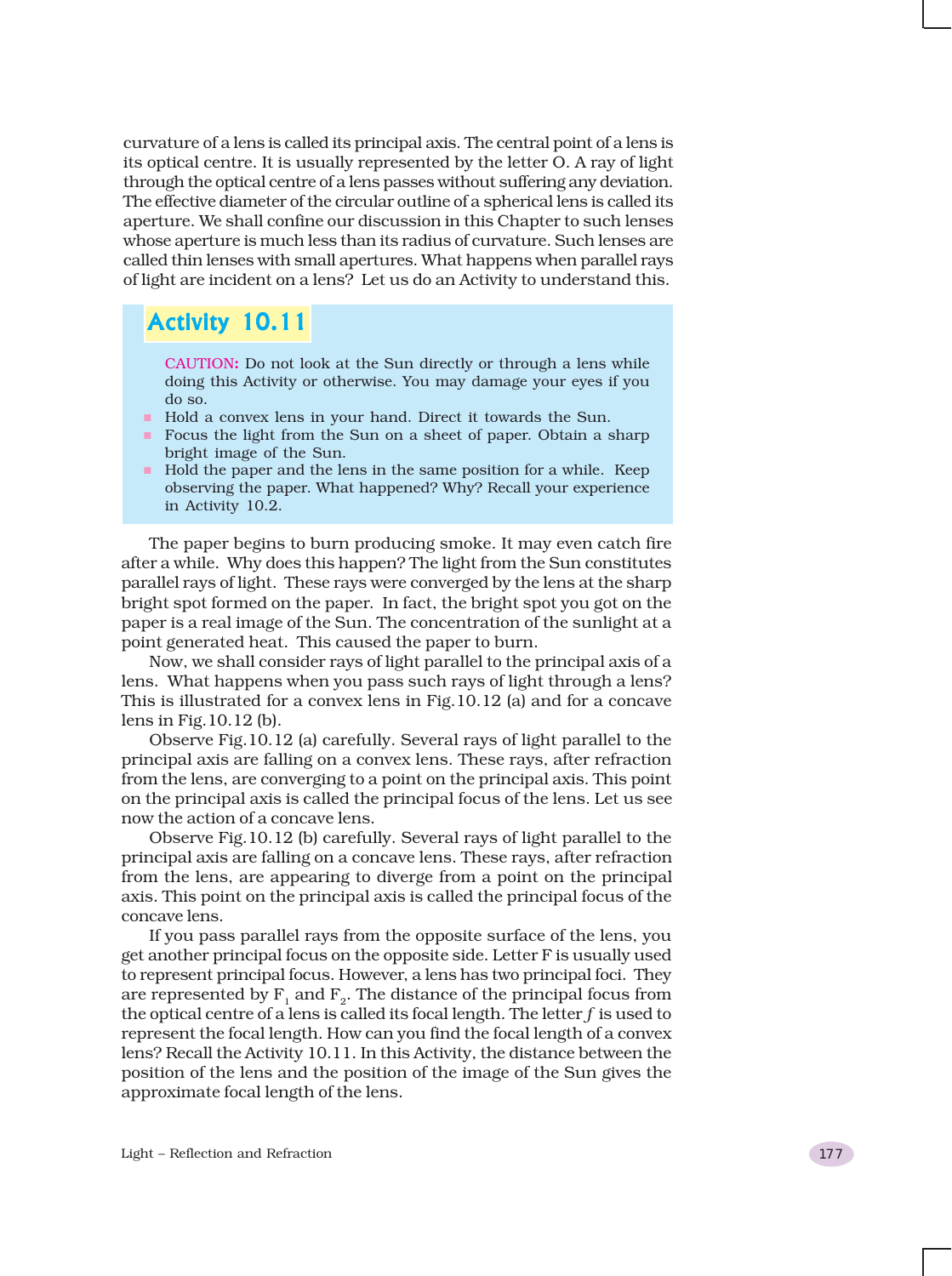curvature of a lens is called its principal axis. The central point of a lens is its optical centre. It is usually represented by the letter O. A ray of light through the optical centre of a lens passes without suffering any deviation. The effective diameter of the circular outline of a spherical lens is called its aperture. We shall confine our discussion in this Chapter to such lenses whose aperture is much less than its radius of curvature. Such lenses are called thin lenses with small apertures. What happens when parallel rays of light are incident on a lens? Let us do an Activity to understand this.

## Activity 10.11

CAUTION: Do not look at the Sun directly or through a lens while doing this Activity or otherwise. You may damage your eyes if you do so.

- Hold a convex lens in your hand. Direct it towards the Sun.
- Focus the light from the Sun on a sheet of paper. Obtain a sharp bright image of the Sun.
- Hold the paper and the lens in the same position for a while. Keep observing the paper. What happened? Why? Recall your experience in Activity 10.2.

The paper begins to burn producing smoke. It may even catch fire after a while. Why does this happen? The light from the Sun constitutes parallel rays of light. These rays were converged by the lens at the sharp bright spot formed on the paper. In fact, the bright spot you got on the paper is a real image of the Sun. The concentration of the sunlight at a point generated heat. This caused the paper to burn.

Now, we shall consider rays of light parallel to the principal axis of a lens. What happens when you pass such rays of light through a lens? This is illustrated for a convex lens in Fig.10.12 (a) and for a concave lens in Fig.10.12 (b).

Observe Fig.10.12 (a) carefully. Several rays of light parallel to the principal axis are falling on a convex lens. These rays, after refraction from the lens, are converging to a point on the principal axis. This point on the principal axis is called the principal focus of the lens. Let us see now the action of a concave lens.

Observe Fig.10.12 (b) carefully. Several rays of light parallel to the principal axis are falling on a concave lens. These rays, after refraction from the lens, are appearing to diverge from a point on the principal axis. This point on the principal axis is called the principal focus of the concave lens.

If you pass parallel rays from the opposite surface of the lens, you get another principal focus on the opposite side. Letter F is usually used to represent principal focus. However, a lens has two principal foci. They are represented by $F_1$ and $F_2$. The distance of the principal focus from the optical centre of a lens is called its focal length. The letter $f$ is used to represent the focal length. How can you find the focal length of a convex lens? Recall the Activity 10.11. In this Activity, the distance between the position of the lens and the position of the image of the Sun gives the approximate focal length of the lens.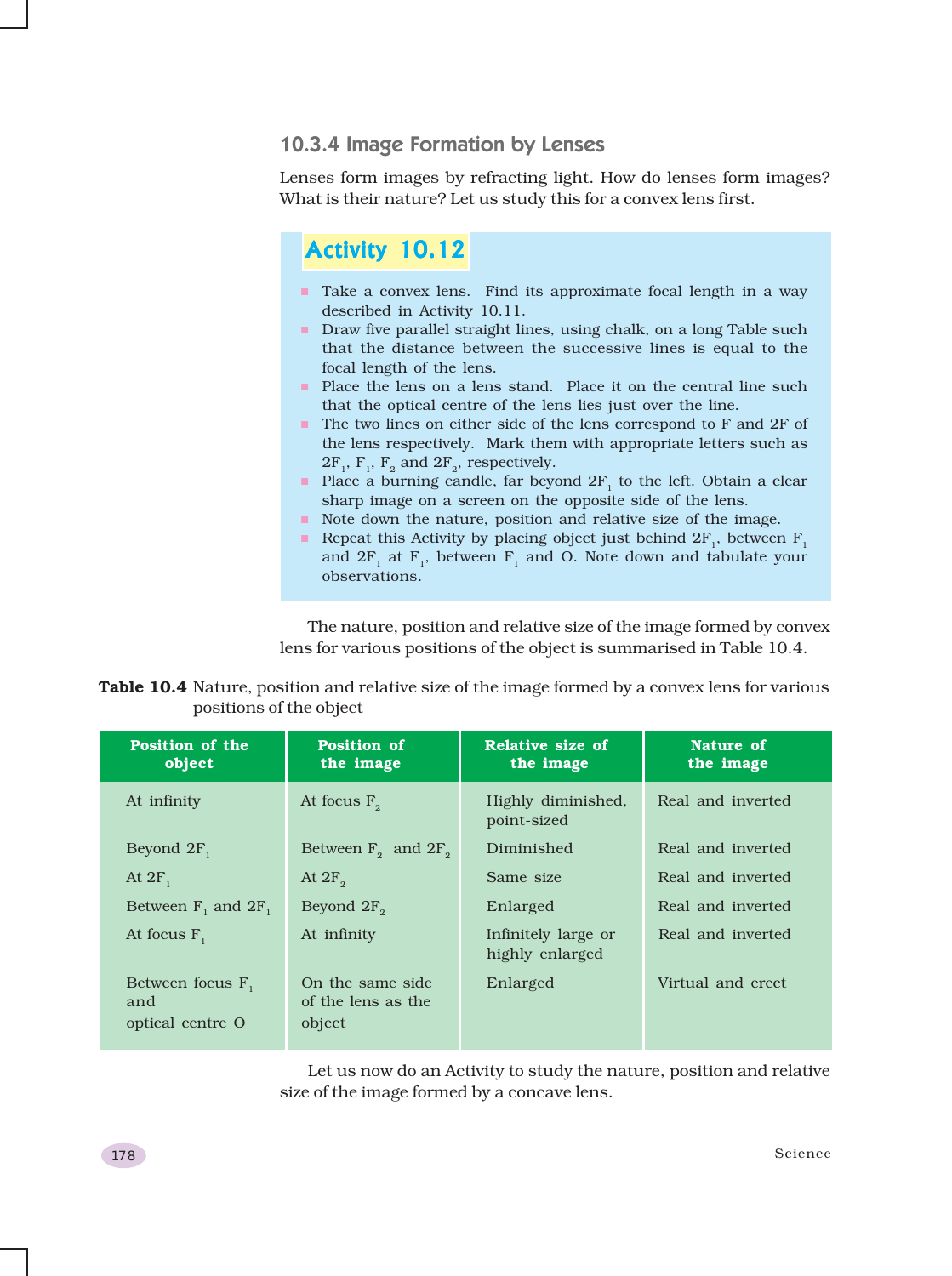### 10.3.4 Image Formation by Lenses

Lenses form images by refracting light. How do lenses form images? What is their nature? Let us study this for a convex lens first.

**Activity 10.12**

- Take a convex lens. Find its approximate focal length in a way described in Activity 10.11.
- Draw five parallel straight lines, using chalk, on a long Table such that the distance between the successive lines is equal to the focal length of the lens.
- Place the lens on a lens stand. Place it on the central line such that the optical centre of the lens lies just over the line.
- The two lines on either side of the lens correspond to F and 2F of the lens respectively. Mark them with appropriate letters such as $2F_1$, $F_1$, $F_2$ and $2F_2$, respectively.
- Place a burning candle, far beyond $2F_1$ to the left. Obtain a clear sharp image on a screen on the opposite side of the lens.
- Note down the nature, position and relative size of the image.
- Repeat this Activity by placing object just behind $2F_1$, between $F_1$ and $2F_1$ at $F_1$, between $F_1$ and O. Note down and tabulate your observations.

The nature, position and relative size of the image formed by convex lens for various positions of the object is summarised in Table 10.4.

**Table 10.4** Nature, position and relative size of the image formed by a convex lens for various positions of the object

| Position of the object | Position of the image | Relative size of the image | Nature of the image |
|---|---|---|---|
| At infinity | At focus $F_2$ | Highly diminished, point-sized | Real and inverted |
| Beyond $2F_1$ | Between $F_2$ and $2F_2$ | Diminished | Real and inverted |
| At $2F_1$ | At $2F_2$ | Same size | Real and inverted |
| Between $F_1$ and $2F_1$ | Beyond $2F_2$ | Enlarged | Real and inverted |
| At focus $F_1$ | At infinity | Infinitely large or highly enlarged | Real and inverted |
| Between focus $F_1$ and optical centre O | On the same side of the lens as the object | Enlarged | Virtual and erect |

Let us now do an Activity to study the nature, position and relative size of the image formed by a concave lens.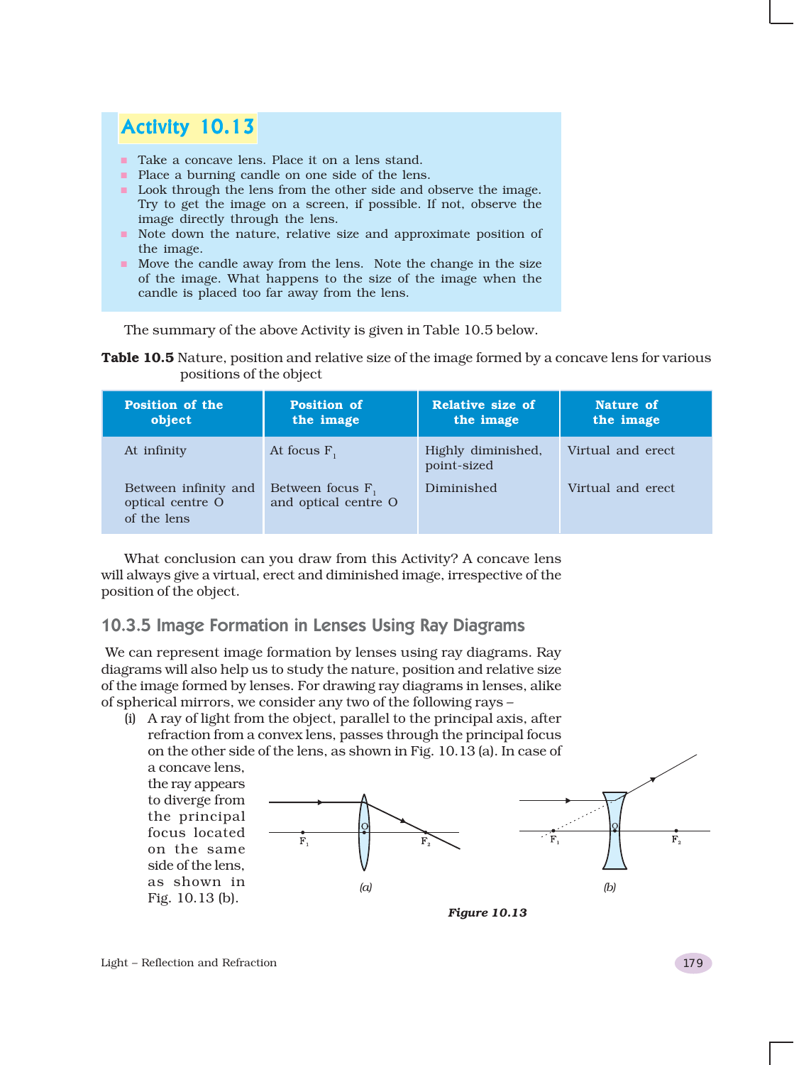## Activity 10.13

- Take a concave lens. Place it on a lens stand.
- Place a burning candle on one side of the lens.
- Look through the lens from the other side and observe the image. Try to get the image on a screen, if possible. If not, observe the image directly through the lens.
- Note down the nature, relative size and approximate position of the image.
- Move the candle away from the lens. Note the change in the size of the image. What happens to the size of the image when the candle is placed too far away from the lens.

The summary of the above Activity is given in Table 10.5 below.

**Table 10.5** Nature, position and relative size of the image formed by a concave lens for various positions of the object

| Position of the object | Position of the image | Relative size of the image | Nature of the image |
|---|---|---|---|
| At infinity | At focus $F_1$ | Highly diminished, point-sized | Virtual and erect |
| Between infinity and optical centre O of the lens | Between focus $F_1$ and optical centre O | Diminished | Virtual and erect |

What conclusion can you draw from this Activity? A concave lens will always give a virtual, erect and diminished image, irrespective of the position of the object.

### 10.3.5 Image Formation in Lenses Using Ray Diagrams

We can represent image formation by lenses using ray diagrams. Ray diagrams will also help us to study the nature, position and relative size of the image formed by lenses. For drawing ray diagrams in lenses, alike of spherical mirrors, we consider any two of the following rays –

(i) A ray of light from the object, parallel to the principal axis, after refraction from a convex lens, passes through the principal focus on the other side of the lens, as shown in Fig. 10.13 (a). In case of a concave lens, the ray appears to diverge from the principal focus located on the same side of the lens, as shown in Fig. 10.13 (b).

*Figure 10.13*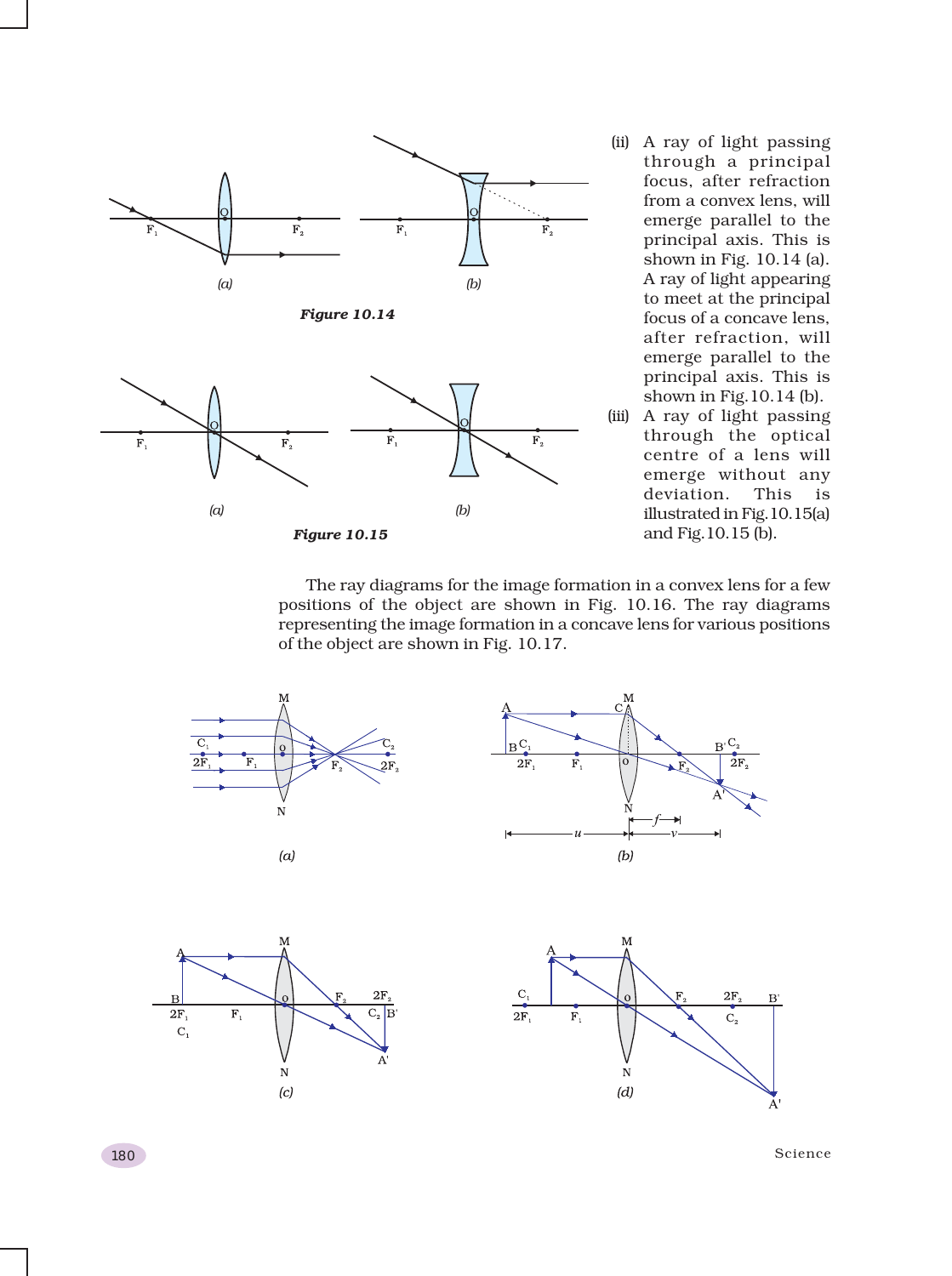Figure 10.14

Figure 10.15

(ii) A ray of light passing through a principal focus, after refraction from a convex lens, will emerge parallel to the principal axis. This is shown in Fig. 10.14 (a). A ray of light appearing to meet at the principal focus of a concave lens, after refraction, will emerge parallel to the principal axis. This is shown in Fig.10.14 (b).

(iii) A ray of light passing through the optical centre of a lens will emerge without any deviation. This is illustrated in Fig.10.15(a) and Fig.10.15 (b).

The ray diagrams for the image formation in a convex lens for a few positions of the object are shown in Fig. 10.16. The ray diagrams representing the image formation in a concave lens for various positions of the object are shown in Fig. 10.17.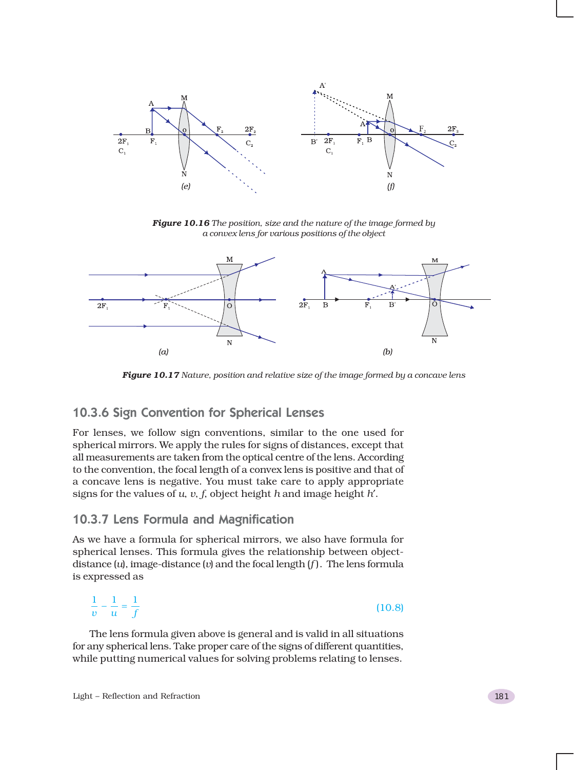*Figure 10.16* *The position, size and the nature of the image formed by a convex lens for various positions of the object*

*Figure 10.17* *Nature, position and relative size of the image formed by a concave lens*

### 10.3.6 Sign Convention for Spherical Lenses

For lenses, we follow sign conventions, similar to the one used for spherical mirrors. We apply the rules for signs of distances, except that all measurements are taken from the optical centre of the lens. According to the convention, the focal length of a convex lens is positive and that of a concave lens is negative. You must take care to apply appropriate signs for the values of $u$, $v$, $f$, object height $h$ and image height $h'$.

### 10.3.7 Lens Formula and Magnification

As we have a formula for spherical mirrors, we also have formula for spherical lenses. This formula gives the relationship between object-distance ($u$), image-distance ($v$) and the focal length ($f$). The lens formula is expressed as

$$\frac{1}{v} - \frac{1}{u} = \frac{1}{f} \tag{10.8}$$

The lens formula given above is general and is valid in all situations for any spherical lens. Take proper care of the signs of different quantities, while putting numerical values for solving problems relating to lenses.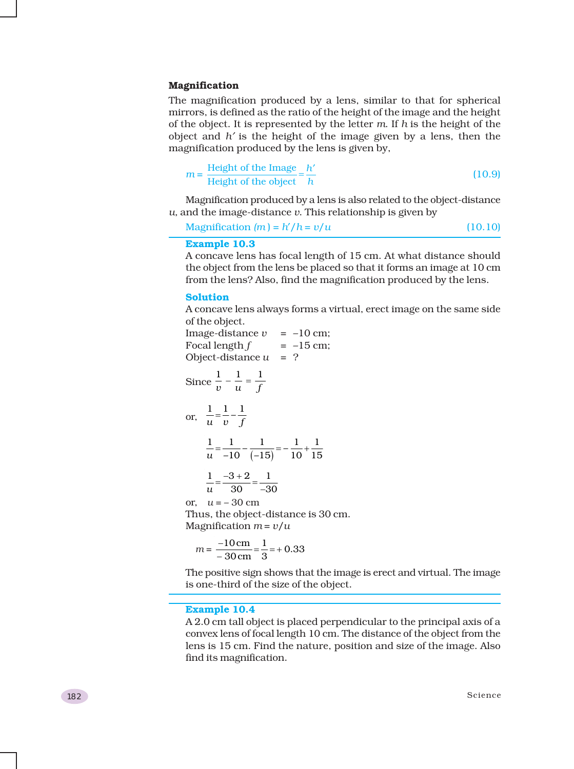### Magnification

The magnification produced by a lens, similar to that for spherical mirrors, is defined as the ratio of the height of the image and the height of the object. It is represented by the letter $m$. If $h$ is the height of the object and $h'$ is the height of the image given by a lens, then the magnification produced by the lens is given by,

$$m = \frac{\text{Height of the Image}}{\text{Height of the object}} = \frac{h'}{h} \qquad (10.9)$$

Magnification produced by a lens is also related to the object-distance $u$, and the image-distance $v$. This relationship is given by

$$\text{Magnification } (m) = h'/h = v/u \qquad (10.10)$$

**Example 10.3**

A concave lens has focal length of 15 cm. At what distance should the object from the lens be placed so that it forms an image at 10 cm from the lens? Also, find the magnification produced by the lens.

**Solution**

A concave lens always forms a virtual, erect image on the same side of the object.

Image-distance $v$ = –10 cm;
Focal length $f$ = –15 cm;
Object-distance $u$ = ?

Since $\frac{1}{v} - \frac{1}{u} = \frac{1}{f}$

or, $\frac{1}{u} = \frac{1}{v} - \frac{1}{f}$

$$\frac{1}{u} = \frac{1}{-10} - \frac{1}{(-15)} = -\frac{1}{10} + \frac{1}{15}$$

$$\frac{1}{u} = \frac{-3+2}{30} = \frac{1}{-30}$$

or, $u = -30$ cm

Thus, the object-distance is 30 cm.

Magnification $m = v/u$

$$m = \frac{-10\text{ cm}}{-30\text{ cm}} = \frac{1}{3} = +0.33$$

The positive sign shows that the image is erect and virtual. The image is one-third of the size of the object.

**Example 10.4**

A 2.0 cm tall object is placed perpendicular to the principal axis of a convex lens of focal length 10 cm. The distance of the object from the lens is 15 cm. Find the nature, position and size of the image. Also find its magnification.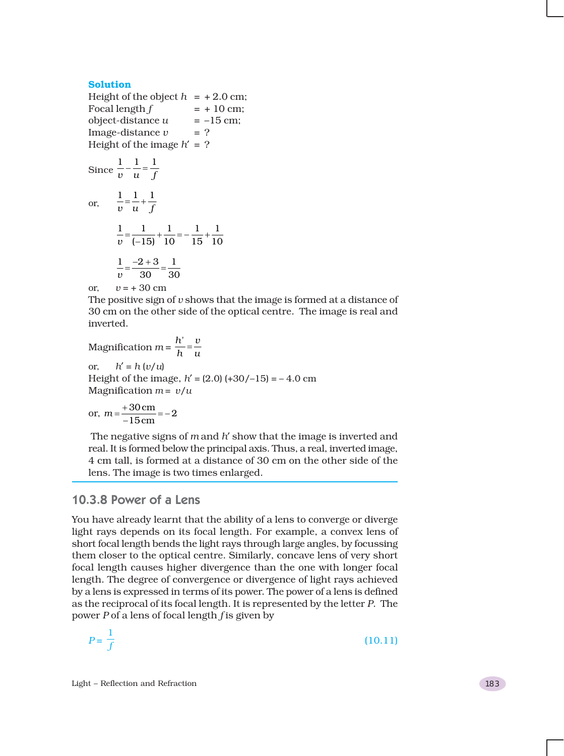**Solution**

Height of the object $h$ = + 2.0 cm;
Focal length $f$ = + 10 cm;
object-distance $u$ = –15 cm;
Image-distance $v$ = ?
Height of the image $h'$ = ?

Since $$\frac{1}{v} - \frac{1}{u} = \frac{1}{f}$$

or, $$\frac{1}{v} = \frac{1}{u} + \frac{1}{f}$$

$$\frac{1}{v} = \frac{1}{(-15)} + \frac{1}{10} = -\frac{1}{15} + \frac{1}{10}$$

$$\frac{1}{v} = \frac{-2+3}{30} = \frac{1}{30}$$

or, $v = +\,30$ cm

The positive sign of $v$ shows that the image is formed at a distance of 30 cm on the other side of the optical centre. The image is real and inverted.

Magnification $m = \dfrac{h'}{h} = \dfrac{v}{u}$

or, $h' = h\,(v/u)$

Height of the image, $h' = (2.0)\,(+30/-15) = -\,4.0$ cm

Magnification $m = v/u$

or, $$m = \frac{+30\text{ cm}}{-15\text{ cm}} = -2$$

The negative signs of $m$ and $h'$ show that the image is inverted and real. It is formed below the principal axis. Thus, a real, inverted image, 4 cm tall, is formed at a distance of 30 cm on the other side of the lens. The image is two times enlarged.

### 10.3.8 Power of a Lens

You have already learnt that the ability of a lens to converge or diverge light rays depends on its focal length. For example, a convex lens of short focal length bends the light rays through large angles, by focussing them closer to the optical centre. Similarly, concave lens of very short focal length causes higher divergence than the one with longer focal length. The degree of convergence or divergence of light rays achieved by a lens is expressed in terms of its power. The power of a lens is defined as the reciprocal of its focal length. It is represented by the letter $P$. The power $P$ of a lens of focal length $f$ is given by

$$P = \frac{1}{f} \tag{10.11}$$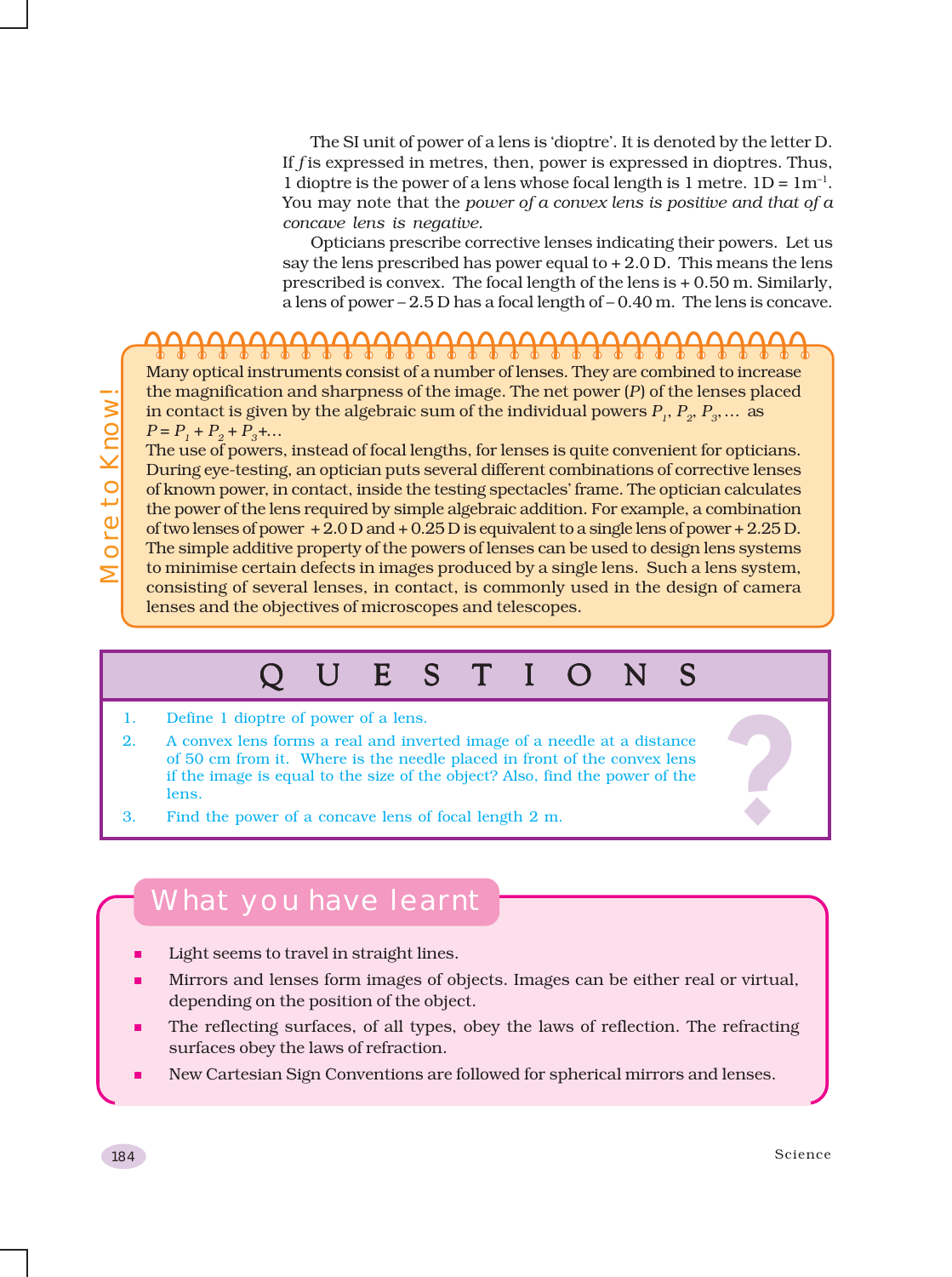The SI unit of power of a lens is 'dioptre'. It is denoted by the letter D. If $f$ is expressed in metres, then, power is expressed in dioptres. Thus, 1 dioptre is the power of a lens whose focal length is 1 metre. $1D = 1m^{-1}$. You may note that the *power of a convex lens is positive and that of a concave lens is negative.*

Opticians prescribe corrective lenses indicating their powers. Let us say the lens prescribed has power equal to + 2.0 D. This means the lens prescribed is convex. The focal length of the lens is + 0.50 m. Similarly, a lens of power – 2.5 D has a focal length of – 0.40 m. The lens is concave.

**More to Know!**

Many optical instruments consist of a number of lenses. They are combined to increase the magnification and sharpness of the image. The net power ($P$) of the lenses placed in contact is given by the algebraic sum of the individual powers $P_1$, $P_2$, $P_3$, … as

$P = P_1 + P_2 + P_3 + …$

The use of powers, instead of focal lengths, for lenses is quite convenient for opticians. During eye-testing, an optician puts several different combinations of corrective lenses of known power, in contact, inside the testing spectacles' frame. The optician calculates the power of the lens required by simple algebraic addition. For example, a combination of two lenses of power + 2.0 D and + 0.25 D is equivalent to a single lens of power + 2.25 D. The simple additive property of the powers of lenses can be used to design lens systems to minimise certain defects in images produced by a single lens. Such a lens system, consisting of several lenses, in contact, is commonly used in the design of camera lenses and the objectives of microscopes and telescopes.

## QUESTIONS

1. Define 1 dioptre of power of a lens.
2. A convex lens forms a real and inverted image of a needle at a distance of 50 cm from it. Where is the needle placed in front of the convex lens if the image is equal to the size of the object? Also, find the power of the lens.
3. Find the power of a concave lens of focal length 2 m.

## What you have learnt

- Light seems to travel in straight lines.
- Mirrors and lenses form images of objects. Images can be either real or virtual, depending on the position of the object.
- The reflecting surfaces, of all types, obey the laws of reflection. The refracting surfaces obey the laws of refraction.
- New Cartesian Sign Conventions are followed for spherical mirrors and lenses.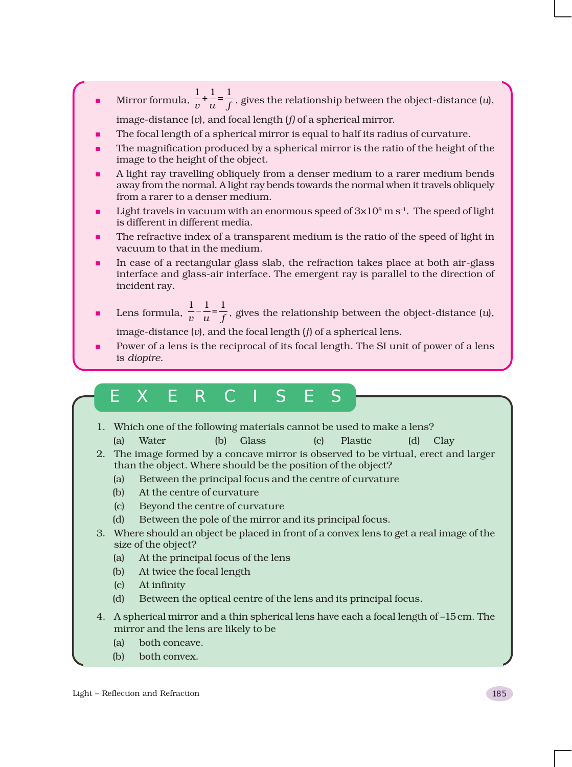- Mirror formula, $\frac{1}{v}+\frac{1}{u}=\frac{1}{f}$, gives the relationship between the object-distance ($u$), image-distance ($v$), and focal length ($f$) of a spherical mirror.
- The focal length of a spherical mirror is equal to half its radius of curvature.
- The magnification produced by a spherical mirror is the ratio of the height of the image to the height of the object.
- A light ray travelling obliquely from a denser medium to a rarer medium bends away from the normal. A light ray bends towards the normal when it travels obliquely from a rarer to a denser medium.
- Light travels in vacuum with an enormous speed of $3\times10^{8}$ m $s^{-1}$. The speed of light is different in different media.
- The refractive index of a transparent medium is the ratio of the speed of light in vacuum to that in the medium.
- In case of a rectangular glass slab, the refraction takes place at both air-glass interface and glass-air interface. The emergent ray is parallel to the direction of incident ray.
- Lens formula, $\frac{1}{v}-\frac{1}{u}=\frac{1}{f}$, gives the relationship between the object-distance ($u$), image-distance ($v$), and the focal length ($f$) of a spherical lens.
- Power of a lens is the reciprocal of its focal length. The SI unit of power of a lens is *dioptre*.

# EXERCISES

1. Which one of the following materials cannot be used to make a lens?
   (a) Water (b) Glass (c) Plastic (d) Clay
2. The image formed by a concave mirror is observed to be virtual, erect and larger than the object. Where should be the position of the object?
   (a) Between the principal focus and the centre of curvature
   (b) At the centre of curvature
   (c) Beyond the centre of curvature
   (d) Between the pole of the mirror and its principal focus.
3. Where should an object be placed in front of a convex lens to get a real image of the size of the object?
   (a) At the principal focus of the lens
   (b) At twice the focal length
   (c) At infinity
   (d) Between the optical centre of the lens and its principal focus.
4. A spherical mirror and a thin spherical lens have each a focal length of –15 cm. The mirror and the lens are likely to be
   (a) both concave.
   (b) both convex.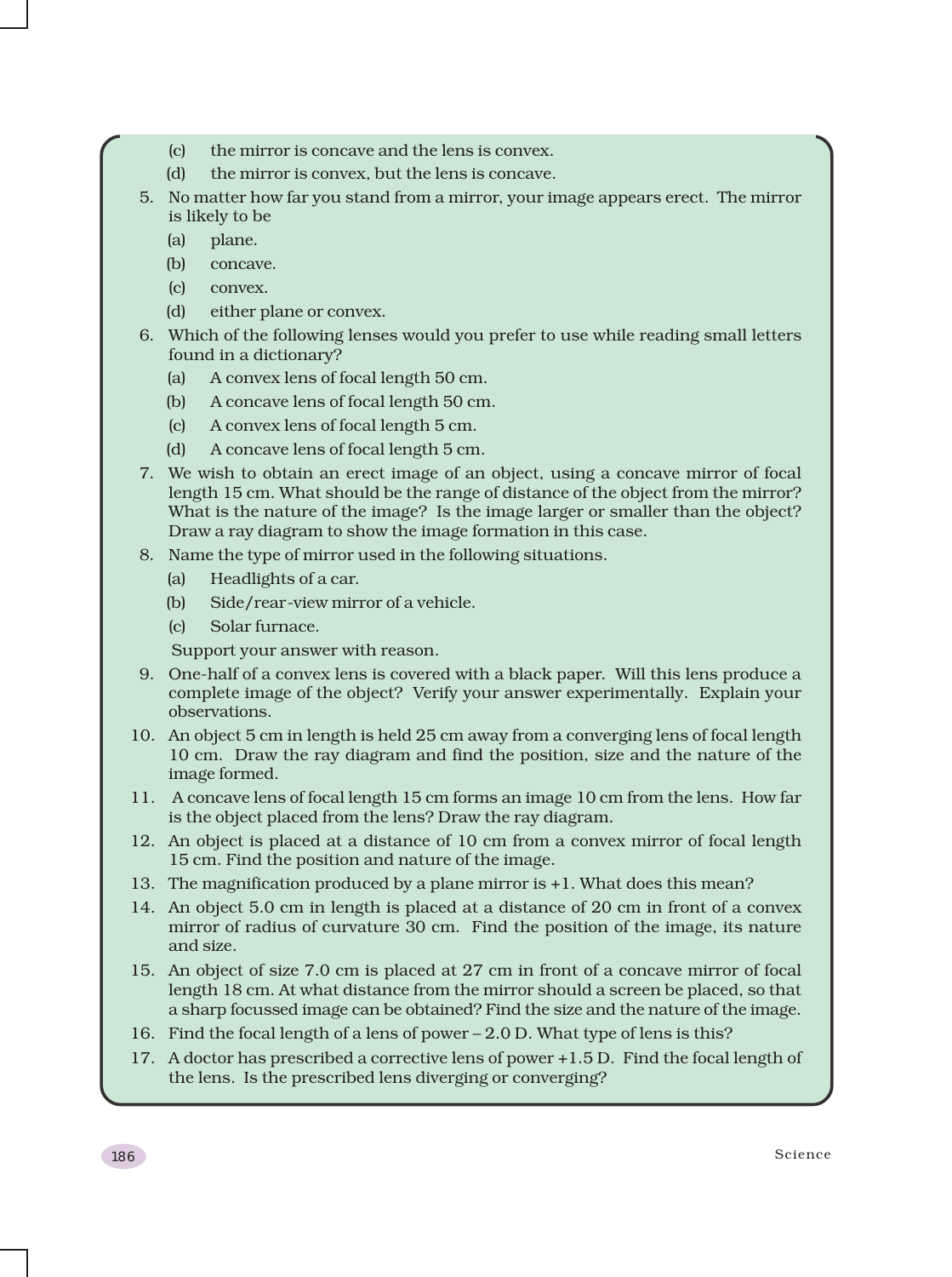(c) the mirror is concave and the lens is convex.

(d) the mirror is convex, but the lens is concave.

5. No matter how far you stand from a mirror, your image appears erect. The mirror is likely to be
   (a) plane.
   (b) concave.
   (c) convex.
   (d) either plane or convex.
6. Which of the following lenses would you prefer to use while reading small letters found in a dictionary?
   (a) A convex lens of focal length 50 cm.
   (b) A concave lens of focal length 50 cm.
   (c) A convex lens of focal length 5 cm.
   (d) A concave lens of focal length 5 cm.
7. We wish to obtain an erect image of an object, using a concave mirror of focal length 15 cm. What should be the range of distance of the object from the mirror? What is the nature of the image? Is the image larger or smaller than the object? Draw a ray diagram to show the image formation in this case.
8. Name the type of mirror used in the following situations.
   (a) Headlights of a car.
   (b) Side/rear-view mirror of a vehicle.
   (c) Solar furnace.

   Support your answer with reason.
9. One-half of a convex lens is covered with a black paper. Will this lens produce a complete image of the object? Verify your answer experimentally. Explain your observations.
10. An object 5 cm in length is held 25 cm away from a converging lens of focal length 10 cm. Draw the ray diagram and find the position, size and the nature of the image formed.
11. A concave lens of focal length 15 cm forms an image 10 cm from the lens. How far is the object placed from the lens? Draw the ray diagram.
12. An object is placed at a distance of 10 cm from a convex mirror of focal length 15 cm. Find the position and nature of the image.
13. The magnification produced by a plane mirror is +1. What does this mean?
14. An object 5.0 cm in length is placed at a distance of 20 cm in front of a convex mirror of radius of curvature 30 cm. Find the position of the image, its nature and size.
15. An object of size 7.0 cm is placed at 27 cm in front of a concave mirror of focal length 18 cm. At what distance from the mirror should a screen be placed, so that a sharp focussed image can be obtained? Find the size and the nature of the image.
16. Find the focal length of a lens of power – 2.0 D. What type of lens is this?
17. A doctor has prescribed a corrective lens of power +1.5 D. Find the focal length of the lens. Is the prescribed lens diverging or converging?